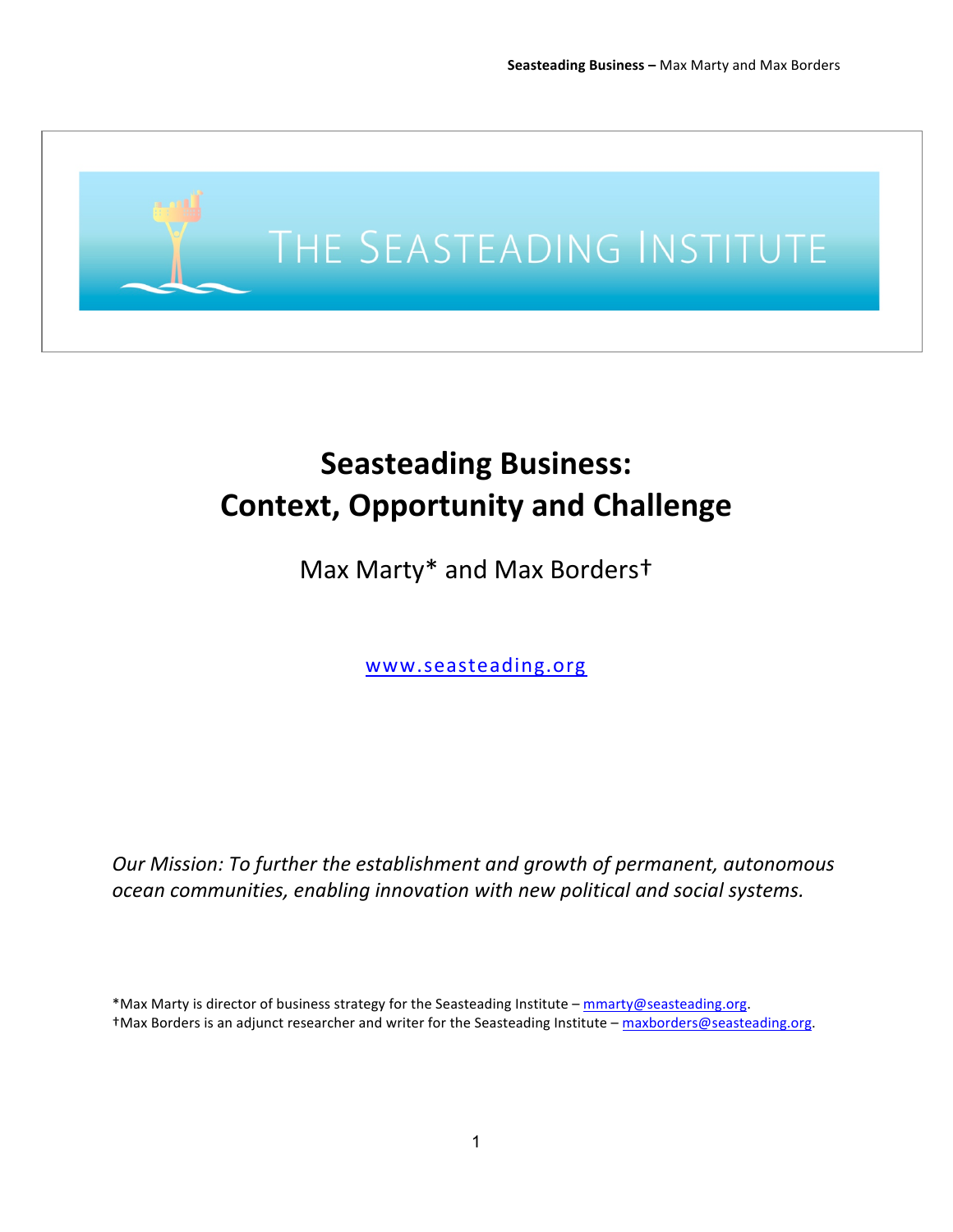THE SEASTEADING INSTITUTE

# Seasteading Business: Context, Opportunity and Challenge

Max Marty* and Max Borders†

www.seasteading.org

*Our Mission: To further the establishment and growth of permanent, autonomous ocean communities, enabling innovation with new political and social systems.*

*Max Marty is director of business strategy for the Seasteading Institute – mmarty@seasteading.org.
†Max Borders is an adjunct researcher and writer for the Seasteading Institute – maxborders@seasteading.org.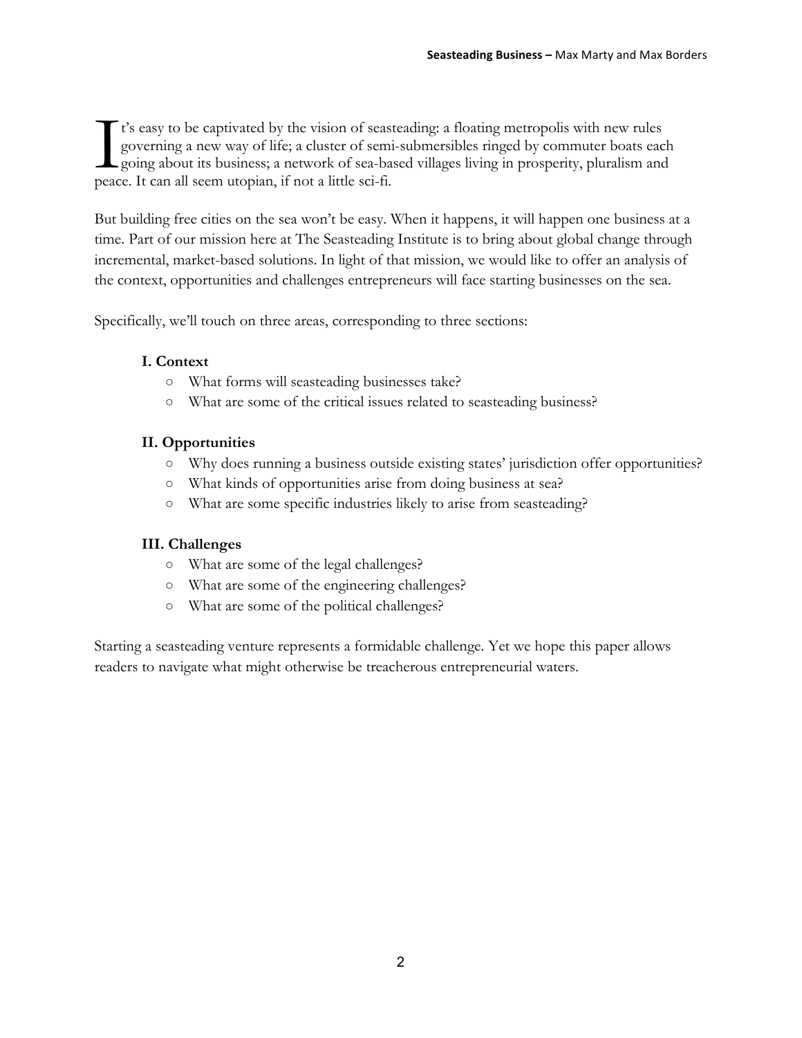It's easy to be captivated by the vision of seasteading: a floating metropolis with new rules governing a new way of life; a cluster of semi-submersibles ringed by commuter boats each going about its business; a network of sea-based villages living in prosperity, pluralism and peace. It can all seem utopian, if not a little sci-fi.

But building free cities on the sea won't be easy. When it happens, it will happen one business at a time. Part of our mission here at The Seasteading Institute is to bring about global change through incremental, market-based solutions. In light of that mission, we would like to offer an analysis of the context, opportunities and challenges entrepreneurs will face starting businesses on the sea.

Specifically, we'll touch on three areas, corresponding to three sections:

**I. Context**

- What forms will seasteading businesses take?
- What are some of the critical issues related to seasteading business?

**II. Opportunities**

- Why does running a business outside existing states' jurisdiction offer opportunities?
- What kinds of opportunities arise from doing business at sea?
- What are some specific industries likely to arise from seasteading?

**III. Challenges**

- What are some of the legal challenges?
- What are some of the engineering challenges?
- What are some of the political challenges?

Starting a seasteading venture represents a formidable challenge. Yet we hope this paper allows readers to navigate what might otherwise be treacherous entrepreneurial waters.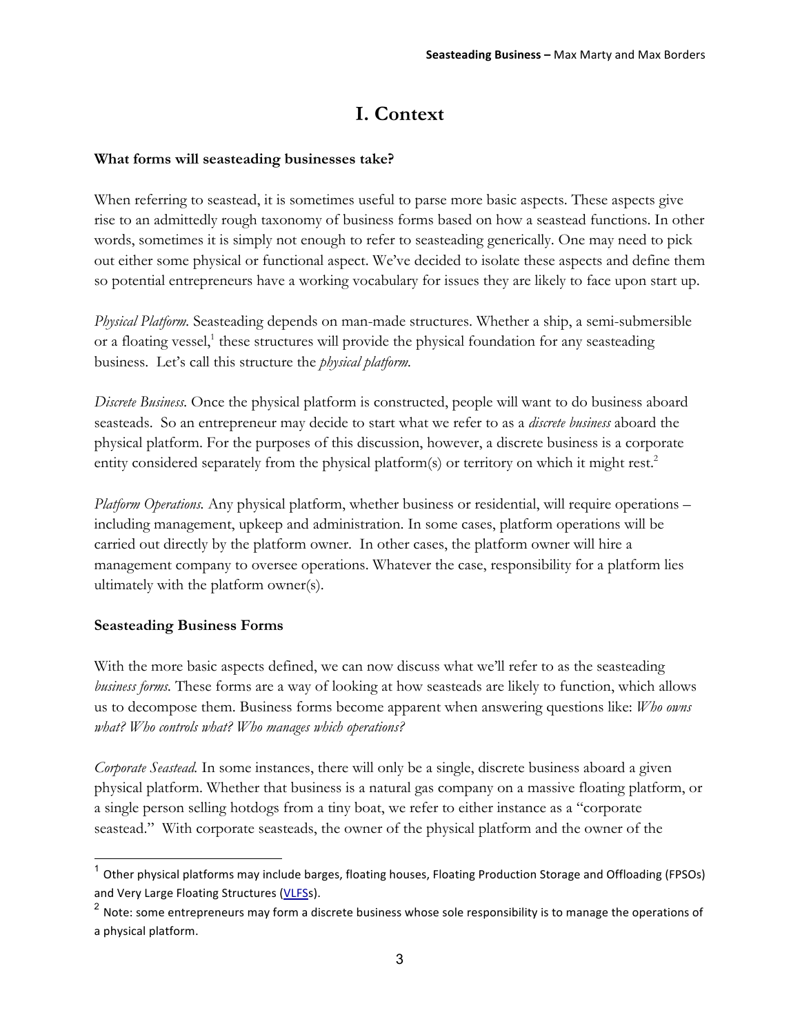# I. Context

**What forms will seasteading businesses take?**

When referring to seastead, it is sometimes useful to parse more basic aspects. These aspects give rise to an admittedly rough taxonomy of business forms based on how a seastead functions. In other words, sometimes it is simply not enough to refer to seasteading generically. One may need to pick out either some physical or functional aspect. We've decided to isolate these aspects and define them so potential entrepreneurs have a working vocabulary for issues they are likely to face upon start up.

*Physical Platform.* Seasteading depends on man-made structures. Whether a ship, a semi-submersible or a floating vessel,[1] these structures will provide the physical foundation for any seasteading business. Let's call this structure the *physical platform.*

*Discrete Business.* Once the physical platform is constructed, people will want to do business aboard seasteads. So an entrepreneur may decide to start what we refer to as a *discrete business* aboard the physical platform. For the purposes of this discussion, however, a discrete business is a corporate entity considered separately from the physical platform(s) or territory on which it might rest.[2]

*Platform Operations.* Any physical platform, whether business or residential, will require operations – including management, upkeep and administration. In some cases, platform operations will be carried out directly by the platform owner. In other cases, the platform owner will hire a management company to oversee operations. Whatever the case, responsibility for a platform lies ultimately with the platform owner(s).

**Seasteading Business Forms**

With the more basic aspects defined, we can now discuss what we'll refer to as the seasteading *business forms.* These forms are a way of looking at how seasteads are likely to function, which allows us to decompose them. Business forms become apparent when answering questions like: *Who owns what? Who controls what? Who manages which operations?*

*Corporate Seastead.* In some instances, there will only be a single, discrete business aboard a given physical platform. Whether that business is a natural gas company on a massive floating platform, or a single person selling hotdogs from a tiny boat, we refer to either instance as a "corporate seastead." With corporate seasteads, the owner of the physical platform and the owner of the

---

[1] Other physical platforms may include barges, floating houses, Floating Production Storage and Offloading (FPSOs) and Very Large Floating Structures (VLFSs).

[2] Note: some entrepreneurs may form a discrete business whose sole responsibility is to manage the operations of a physical platform.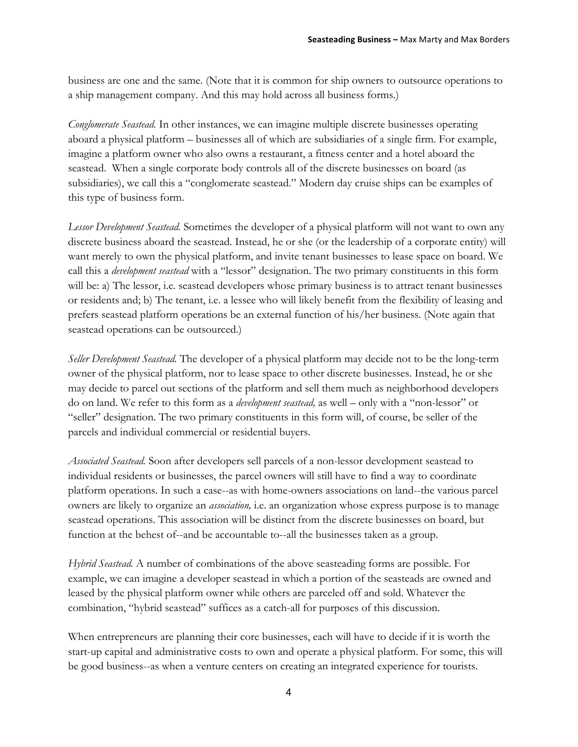business are one and the same. (Note that it is common for ship owners to outsource operations to a ship management company. And this may hold across all business forms.)

*Conglomerate Seastead.* In other instances, we can imagine multiple discrete businesses operating aboard a physical platform – businesses all of which are subsidiaries of a single firm. For example, imagine a platform owner who also owns a restaurant, a fitness center and a hotel aboard the seastead. When a single corporate body controls all of the discrete businesses on board (as subsidiaries), we call this a "conglomerate seastead." Modern day cruise ships can be examples of this type of business form.

*Lessor Development Seastead.* Sometimes the developer of a physical platform will not want to own any discrete business aboard the seastead. Instead, he or she (or the leadership of a corporate entity) will want merely to own the physical platform, and invite tenant businesses to lease space on board. We call this a *development seastead* with a "lessor" designation. The two primary constituents in this form will be: a) The lessor, i.e. seastead developers whose primary business is to attract tenant businesses or residents and; b) The tenant, i.e. a lessee who will likely benefit from the flexibility of leasing and prefers seastead platform operations be an external function of his/her business. (Note again that seastead operations can be outsourced.)

*Seller Development Seastead.* The developer of a physical platform may decide not to be the long-term owner of the physical platform, nor to lease space to other discrete businesses. Instead, he or she may decide to parcel out sections of the platform and sell them much as neighborhood developers do on land. We refer to this form as a *development seastead,* as well – only with a "non-lessor" or "seller" designation. The two primary constituents in this form will, of course, be seller of the parcels and individual commercial or residential buyers.

*Associated Seastead.* Soon after developers sell parcels of a non-lessor development seastead to individual residents or businesses, the parcel owners will still have to find a way to coordinate platform operations. In such a case--as with home-owners associations on land--the various parcel owners are likely to organize an *association,* i.e. an organization whose express purpose is to manage seastead operations. This association will be distinct from the discrete businesses on board, but function at the behest of--and be accountable to--all the businesses taken as a group.

*Hybrid Seastead.* A number of combinations of the above seasteading forms are possible. For example, we can imagine a developer seastead in which a portion of the seasteads are owned and leased by the physical platform owner while others are parceled off and sold. Whatever the combination, "hybrid seastead" suffices as a catch-all for purposes of this discussion.

When entrepreneurs are planning their core businesses, each will have to decide if it is worth the start-up capital and administrative costs to own and operate a physical platform. For some, this will be good business--as when a venture centers on creating an integrated experience for tourists.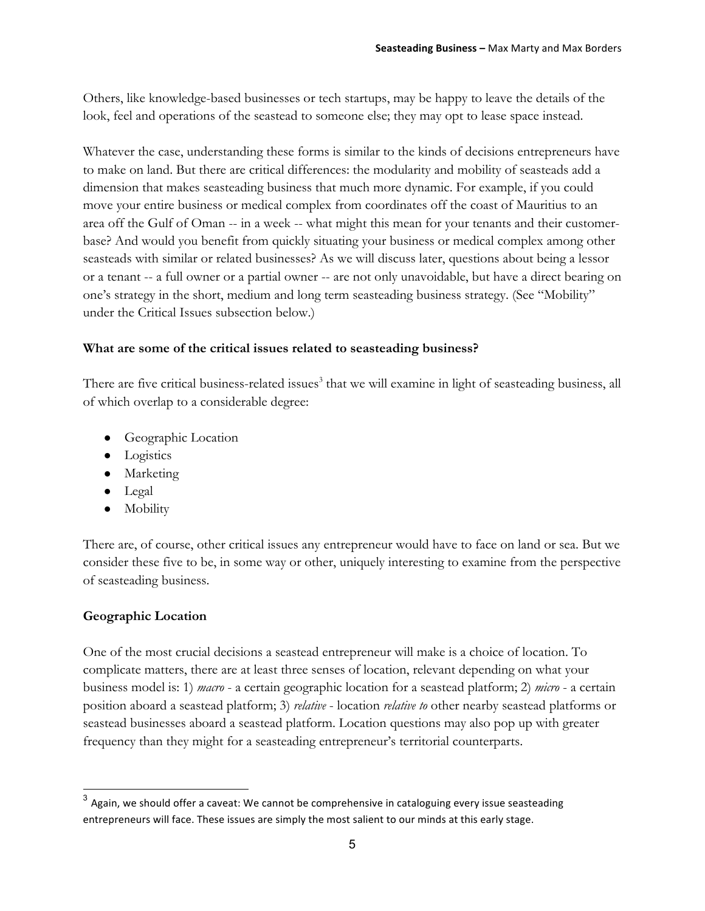Others, like knowledge-based businesses or tech startups, may be happy to leave the details of the look, feel and operations of the seastead to someone else; they may opt to lease space instead.

Whatever the case, understanding these forms is similar to the kinds of decisions entrepreneurs have to make on land. But there are critical differences: the modularity and mobility of seasteads add a dimension that makes seasteading business that much more dynamic. For example, if you could move your entire business or medical complex from coordinates off the coast of Mauritius to an area off the Gulf of Oman -- in a week -- what might this mean for your tenants and their customer-base? And would you benefit from quickly situating your business or medical complex among other seasteads with similar or related businesses? As we will discuss later, questions about being a lessor or a tenant -- a full owner or a partial owner -- are not only unavoidable, but have a direct bearing on one's strategy in the short, medium and long term seasteading business strategy. (See "Mobility" under the Critical Issues subsection below.)

**What are some of the critical issues related to seasteading business?**

There are five critical business-related issues[3] that we will examine in light of seasteading business, all of which overlap to a considerable degree:

- Geographic Location
- Logistics
- Marketing
- Legal
- Mobility

There are, of course, other critical issues any entrepreneur would have to face on land or sea. But we consider these five to be, in some way or other, uniquely interesting to examine from the perspective of seasteading business.

**Geographic Location**

One of the most crucial decisions a seastead entrepreneur will make is a choice of location. To complicate matters, there are at least three senses of location, relevant depending on what your business model is: 1) *macro* - a certain geographic location for a seastead platform; 2) *micro* - a certain position aboard a seastead platform; 3) *relative* - location *relative to* other nearby seastead platforms or seastead businesses aboard a seastead platform. Location questions may also pop up with greater frequency than they might for a seasteading entrepreneur's territorial counterparts.

[3] Again, we should offer a caveat: We cannot be comprehensive in cataloguing every issue seasteading entrepreneurs will face. These issues are simply the most salient to our minds at this early stage.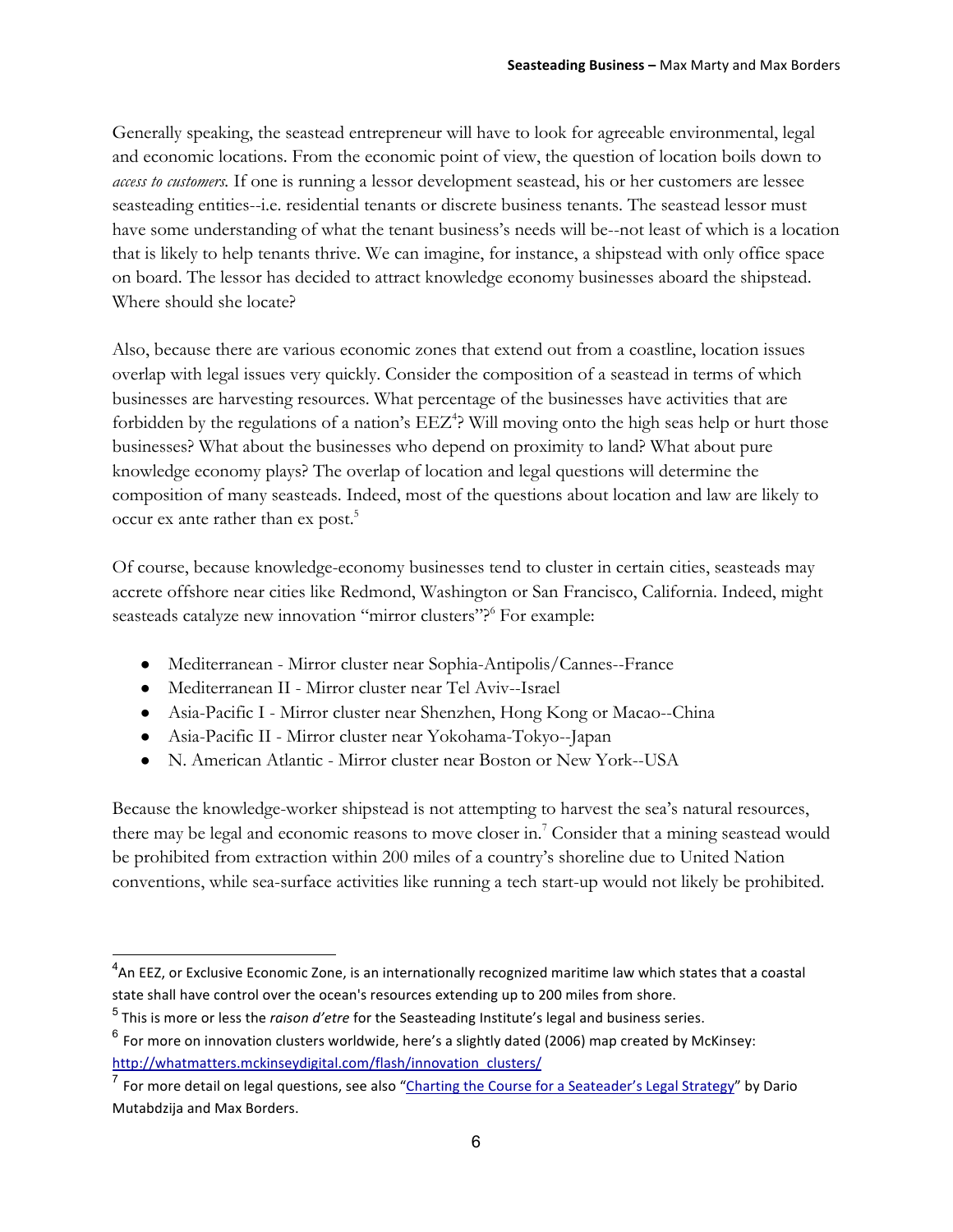Generally speaking, the seastead entrepreneur will have to look for agreeable environmental, legal and economic locations. From the economic point of view, the question of location boils down to *access to customers.* If one is running a lessor development seastead, his or her customers are lessee seasteading entities--i.e. residential tenants or discrete business tenants. The seastead lessor must have some understanding of what the tenant business's needs will be--not least of which is a location that is likely to help tenants thrive. We can imagine, for instance, a shipstead with only office space on board. The lessor has decided to attract knowledge economy businesses aboard the shipstead. Where should she locate?

Also, because there are various economic zones that extend out from a coastline, location issues overlap with legal issues very quickly. Consider the composition of a seastead in terms of which businesses are harvesting resources. What percentage of the businesses have activities that are forbidden by the regulations of a nation's EEZ[4]? Will moving onto the high seas help or hurt those businesses? What about the businesses who depend on proximity to land? What about pure knowledge economy plays? The overlap of location and legal questions will determine the composition of many seasteads. Indeed, most of the questions about location and law are likely to occur ex ante rather than ex post.[5]

Of course, because knowledge-economy businesses tend to cluster in certain cities, seasteads may accrete offshore near cities like Redmond, Washington or San Francisco, California. Indeed, might seasteads catalyze new innovation "mirror clusters"?[6] For example:

- Mediterranean - Mirror cluster near Sophia-Antipolis/Cannes--France
- Mediterranean II - Mirror cluster near Tel Aviv--Israel
- Asia-Pacific I - Mirror cluster near Shenzhen, Hong Kong or Macao--China
- Asia-Pacific II - Mirror cluster near Yokohama-Tokyo--Japan
- N. American Atlantic - Mirror cluster near Boston or New York--USA

Because the knowledge-worker shipstead is not attempting to harvest the sea's natural resources, there may be legal and economic reasons to move closer in.[7] Consider that a mining seastead would be prohibited from extraction within 200 miles of a country's shoreline due to United Nation conventions, while sea-surface activities like running a tech start-up would not likely be prohibited.

---

[4] An EEZ, or Exclusive Economic Zone, is an internationally recognized maritime law which states that a coastal state shall have control over the ocean's resources extending up to 200 miles from shore.

[5] This is more or less the *raison d'etre* for the Seasteading Institute's legal and business series.

[6] For more on innovation clusters worldwide, here's a slightly dated (2006) map created by McKinsey: http://whatmatters.mckinseydigital.com/flash/innovation_clusters/

[7] For more detail on legal questions, see also "Charting the Course for a Seateader's Legal Strategy" by Dario Mutabdzija and Max Borders.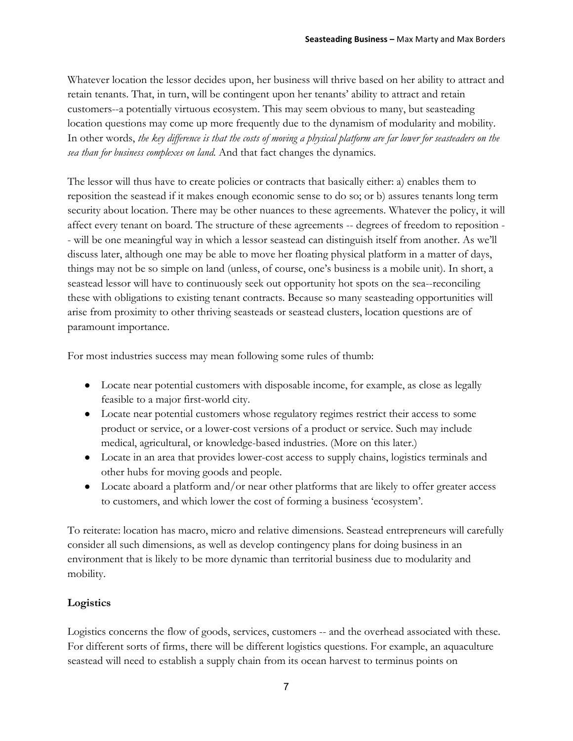Whatever location the lessor decides upon, her business will thrive based on her ability to attract and retain tenants. That, in turn, will be contingent upon her tenants' ability to attract and retain customers--a potentially virtuous ecosystem. This may seem obvious to many, but seasteading location questions may come up more frequently due to the dynamism of modularity and mobility. In other words, *the key difference is that the costs of moving a physical platform are far lower for seasteaders on the sea than for business complexes on land.* And that fact changes the dynamics.

The lessor will thus have to create policies or contracts that basically either: a) enables them to reposition the seastead if it makes enough economic sense to do so; or b) assures tenants long term security about location. There may be other nuances to these agreements. Whatever the policy, it will affect every tenant on board. The structure of these agreements -- degrees of freedom to reposition -- will be one meaningful way in which a lessor seastead can distinguish itself from another. As we'll discuss later, although one may be able to move her floating physical platform in a matter of days, things may not be so simple on land (unless, of course, one's business is a mobile unit). In short, a seastead lessor will have to continuously seek out opportunity hot spots on the sea--reconciling these with obligations to existing tenant contracts. Because so many seasteading opportunities will arise from proximity to other thriving seasteads or seastead clusters, location questions are of paramount importance.

For most industries success may mean following some rules of thumb:

- Locate near potential customers with disposable income, for example, as close as legally feasible to a major first-world city.
- Locate near potential customers whose regulatory regimes restrict their access to some product or service, or a lower-cost versions of a product or service. Such may include medical, agricultural, or knowledge-based industries. (More on this later.)
- Locate in an area that provides lower-cost access to supply chains, logistics terminals and other hubs for moving goods and people.
- Locate aboard a platform and/or near other platforms that are likely to offer greater access to customers, and which lower the cost of forming a business 'ecosystem'.

To reiterate: location has macro, micro and relative dimensions. Seastead entrepreneurs will carefully consider all such dimensions, as well as develop contingency plans for doing business in an environment that is likely to be more dynamic than territorial business due to modularity and mobility.

**Logistics**

Logistics concerns the flow of goods, services, customers -- and the overhead associated with these. For different sorts of firms, there will be different logistics questions. For example, an aquaculture seastead will need to establish a supply chain from its ocean harvest to terminus points on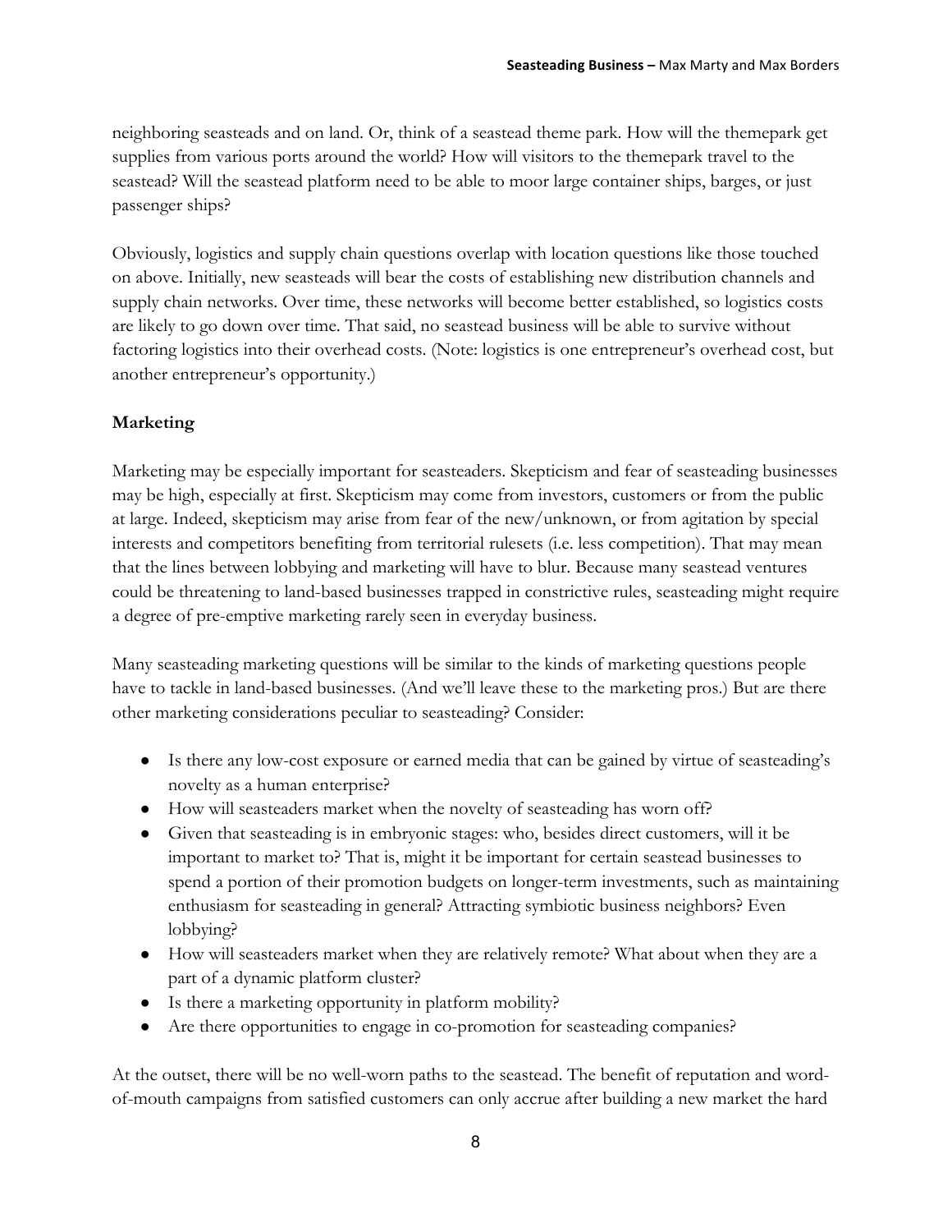neighboring seasteads and on land. Or, think of a seastead theme park. How will the themepark get supplies from various ports around the world? How will visitors to the themepark travel to the seastead? Will the seastead platform need to be able to moor large container ships, barges, or just passenger ships?

Obviously, logistics and supply chain questions overlap with location questions like those touched on above. Initially, new seasteads will bear the costs of establishing new distribution channels and supply chain networks. Over time, these networks will become better established, so logistics costs are likely to go down over time. That said, no seastead business will be able to survive without factoring logistics into their overhead costs. (Note: logistics is one entrepreneur's overhead cost, but another entrepreneur's opportunity.)

**Marketing**

Marketing may be especially important for seasteaders. Skepticism and fear of seasteading businesses may be high, especially at first. Skepticism may come from investors, customers or from the public at large. Indeed, skepticism may arise from fear of the new/unknown, or from agitation by special interests and competitors benefiting from territorial rulesets (i.e. less competition). That may mean that the lines between lobbying and marketing will have to blur. Because many seastead ventures could be threatening to land-based businesses trapped in constrictive rules, seasteading might require a degree of pre-emptive marketing rarely seen in everyday business.

Many seasteading marketing questions will be similar to the kinds of marketing questions people have to tackle in land-based businesses. (And we'll leave these to the marketing pros.) But are there other marketing considerations peculiar to seasteading? Consider:

- Is there any low-cost exposure or earned media that can be gained by virtue of seasteading's novelty as a human enterprise?
- How will seasteaders market when the novelty of seasteading has worn off?
- Given that seasteading is in embryonic stages: who, besides direct customers, will it be important to market to? That is, might it be important for certain seastead businesses to spend a portion of their promotion budgets on longer-term investments, such as maintaining enthusiasm for seasteading in general? Attracting symbiotic business neighbors? Even lobbying?
- How will seasteaders market when they are relatively remote? What about when they are a part of a dynamic platform cluster?
- Is there a marketing opportunity in platform mobility?
- Are there opportunities to engage in co-promotion for seasteading companies?

At the outset, there will be no well-worn paths to the seastead. The benefit of reputation and word-of-mouth campaigns from satisfied customers can only accrue after building a new market the hard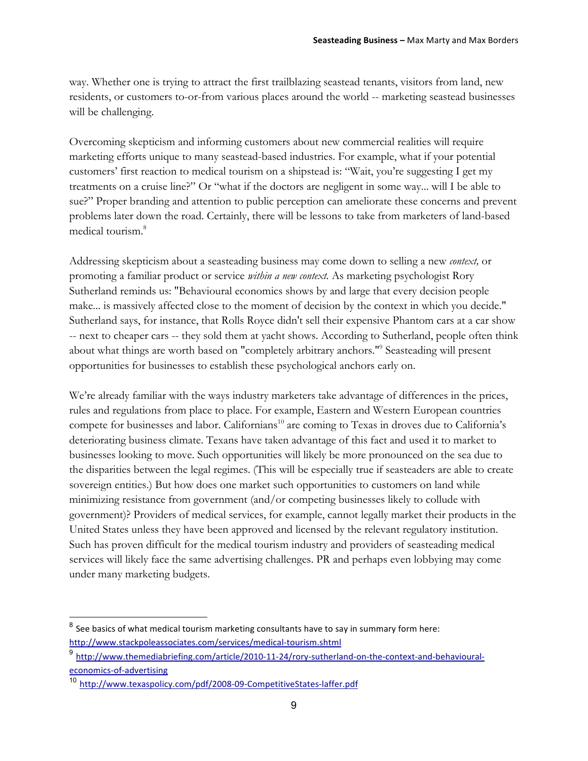way. Whether one is trying to attract the first trailblazing seastead tenants, visitors from land, new residents, or customers to-or-from various places around the world -- marketing seastead businesses will be challenging.

Overcoming skepticism and informing customers about new commercial realities will require marketing efforts unique to many seastead-based industries. For example, what if your potential customers' first reaction to medical tourism on a shipstead is: "Wait, you're suggesting I get my treatments on a cruise line?" Or "what if the doctors are negligent in some way... will I be able to sue?" Proper branding and attention to public perception can ameliorate these concerns and prevent problems later down the road. Certainly, there will be lessons to take from marketers of land-based medical tourism.[8]

Addressing skepticism about a seasteading business may come down to selling a new *context,* or promoting a familiar product or service *within a new context.* As marketing psychologist Rory Sutherland reminds us: "Behavioural economics shows by and large that every decision people make... is massively affected close to the moment of decision by the context in which you decide." Sutherland says, for instance, that Rolls Royce didn't sell their expensive Phantom cars at a car show -- next to cheaper cars -- they sold them at yacht shows. According to Sutherland, people often think about what things are worth based on "completely arbitrary anchors."[9] Seasteading will present opportunities for businesses to establish these psychological anchors early on.

We're already familiar with the ways industry marketers take advantage of differences in the prices, rules and regulations from place to place. For example, Eastern and Western European countries compete for businesses and labor. Californians[10] are coming to Texas in droves due to California's deteriorating business climate. Texans have taken advantage of this fact and used it to market to businesses looking to move. Such opportunities will likely be more pronounced on the sea due to the disparities between the legal regimes. (This will be especially true if seasteaders are able to create sovereign entities.) But how does one market such opportunities to customers on land while minimizing resistance from government (and/or competing businesses likely to collude with government)? Providers of medical services, for example, cannot legally market their products in the United States unless they have been approved and licensed by the relevant regulatory institution. Such has proven difficult for the medical tourism industry and providers of seasteading medical services will likely face the same advertising challenges. PR and perhaps even lobbying may come under many marketing budgets.

---

[8] See basics of what medical tourism marketing consultants have to say in summary form here: http://www.stackpoleassociates.com/services/medical-tourism.shtml

[9] http://www.themediabriefing.com/article/2010-11-24/rory-sutherland-on-the-context-and-behavioural-economics-of-advertising

[10] http://www.texaspolicy.com/pdf/2008-09-CompetitiveStates-laffer.pdf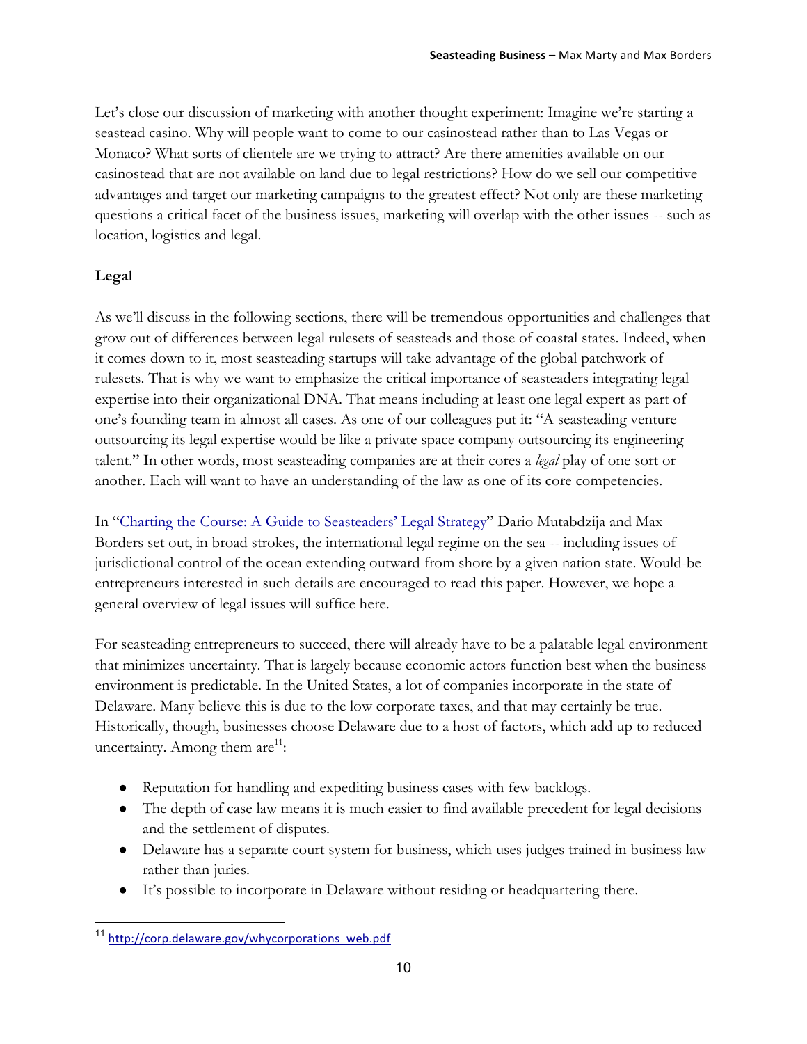Let's close our discussion of marketing with another thought experiment: Imagine we're starting a seastead casino. Why will people want to come to our casinostead rather than to Las Vegas or Monaco? What sorts of clientele are we trying to attract? Are there amenities available on our casinostead that are not available on land due to legal restrictions? How do we sell our competitive advantages and target our marketing campaigns to the greatest effect? Not only are these marketing questions a critical facet of the business issues, marketing will overlap with the other issues -- such as location, logistics and legal.

## Legal

As we'll discuss in the following sections, there will be tremendous opportunities and challenges that grow out of differences between legal rulesets of seasteads and those of coastal states. Indeed, when it comes down to it, most seasteading startups will take advantage of the global patchwork of rulesets. That is why we want to emphasize the critical importance of seasteaders integrating legal expertise into their organizational DNA. That means including at least one legal expert as part of one's founding team in almost all cases. As one of our colleagues put it: "A seasteading venture outsourcing its legal expertise would be like a private space company outsourcing its engineering talent." In other words, most seasteading companies are at their cores a *legal* play of one sort or another. Each will want to have an understanding of the law as one of its core competencies.

In "[Charting the Course: A Guide to Seasteaders' Legal Strategy]" Dario Mutabdzija and Max Borders set out, in broad strokes, the international legal regime on the sea -- including issues of jurisdictional control of the ocean extending outward from shore by a given nation state. Would-be entrepreneurs interested in such details are encouraged to read this paper. However, we hope a general overview of legal issues will suffice here.

For seasteading entrepreneurs to succeed, there will already have to be a palatable legal environment that minimizes uncertainty. That is largely because economic actors function best when the business environment is predictable. In the United States, a lot of companies incorporate in the state of Delaware. Many believe this is due to the low corporate taxes, and that may certainly be true. Historically, though, businesses choose Delaware due to a host of factors, which add up to reduced uncertainty. Among them are[11]:

- Reputation for handling and expediting business cases with few backlogs.
- The depth of case law means it is much easier to find available precedent for legal decisions and the settlement of disputes.
- Delaware has a separate court system for business, which uses judges trained in business law rather than juries.
- It's possible to incorporate in Delaware without residing or headquartering there.

[11] http://corp.delaware.gov/whycorporations_web.pdf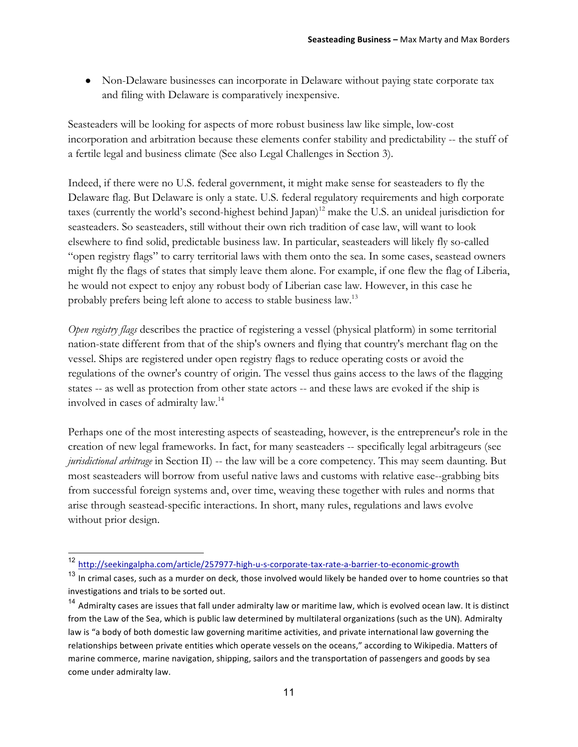- Non-Delaware businesses can incorporate in Delaware without paying state corporate tax and filing with Delaware is comparatively inexpensive.

Seasteaders will be looking for aspects of more robust business law like simple, low-cost incorporation and arbitration because these elements confer stability and predictability -- the stuff of a fertile legal and business climate (See also Legal Challenges in Section 3).

Indeed, if there were no U.S. federal government, it might make sense for seasteaders to fly the Delaware flag. But Delaware is only a state. U.S. federal regulatory requirements and high corporate taxes (currently the world's second-highest behind Japan)[12] make the U.S. an unideal jurisdiction for seasteaders. So seasteaders, still without their own rich tradition of case law, will want to look elsewhere to find solid, predictable business law. In particular, seasteaders will likely fly so-called "open registry flags" to carry territorial laws with them onto the sea. In some cases, seastead owners might fly the flags of states that simply leave them alone. For example, if one flew the flag of Liberia, he would not expect to enjoy any robust body of Liberian case law. However, in this case he probably prefers being left alone to access to stable business law.[13]

*Open registry flags* describes the practice of registering a vessel (physical platform) in some territorial nation-state different from that of the ship's owners and flying that country's merchant flag on the vessel. Ships are registered under open registry flags to reduce operating costs or avoid the regulations of the owner's country of origin. The vessel thus gains access to the laws of the flagging states -- as well as protection from other state actors -- and these laws are evoked if the ship is involved in cases of admiralty law.[14]

Perhaps one of the most interesting aspects of seasteading, however, is the entrepreneur's role in the creation of new legal frameworks. In fact, for many seasteaders -- specifically legal arbitrageurs (see *jurisdictional arbitrage* in Section II) -- the law will be a core competency. This may seem daunting. But most seasteaders will borrow from useful native laws and customs with relative ease--grabbing bits from successful foreign systems and, over time, weaving these together with rules and norms that arise through seastead-specific interactions. In short, many rules, regulations and laws evolve without prior design.

---

[12] http://seekingalpha.com/article/257977-high-u-s-corporate-tax-rate-a-barrier-to-economic-growth

[13] In crimal cases, such as a murder on deck, those involved would likely be handed over to home countries so that investigations and trials to be sorted out.

[14] Admiralty cases are issues that fall under admiralty law or maritime law, which is evolved ocean law. It is distinct from the Law of the Sea, which is public law determined by multilateral organizations (such as the UN). Admiralty law is "a body of both domestic law governing maritime activities, and private international law governing the relationships between private entities which operate vessels on the oceans," according to Wikipedia. Matters of marine commerce, marine navigation, shipping, sailors and the transportation of passengers and goods by sea come under admiralty law.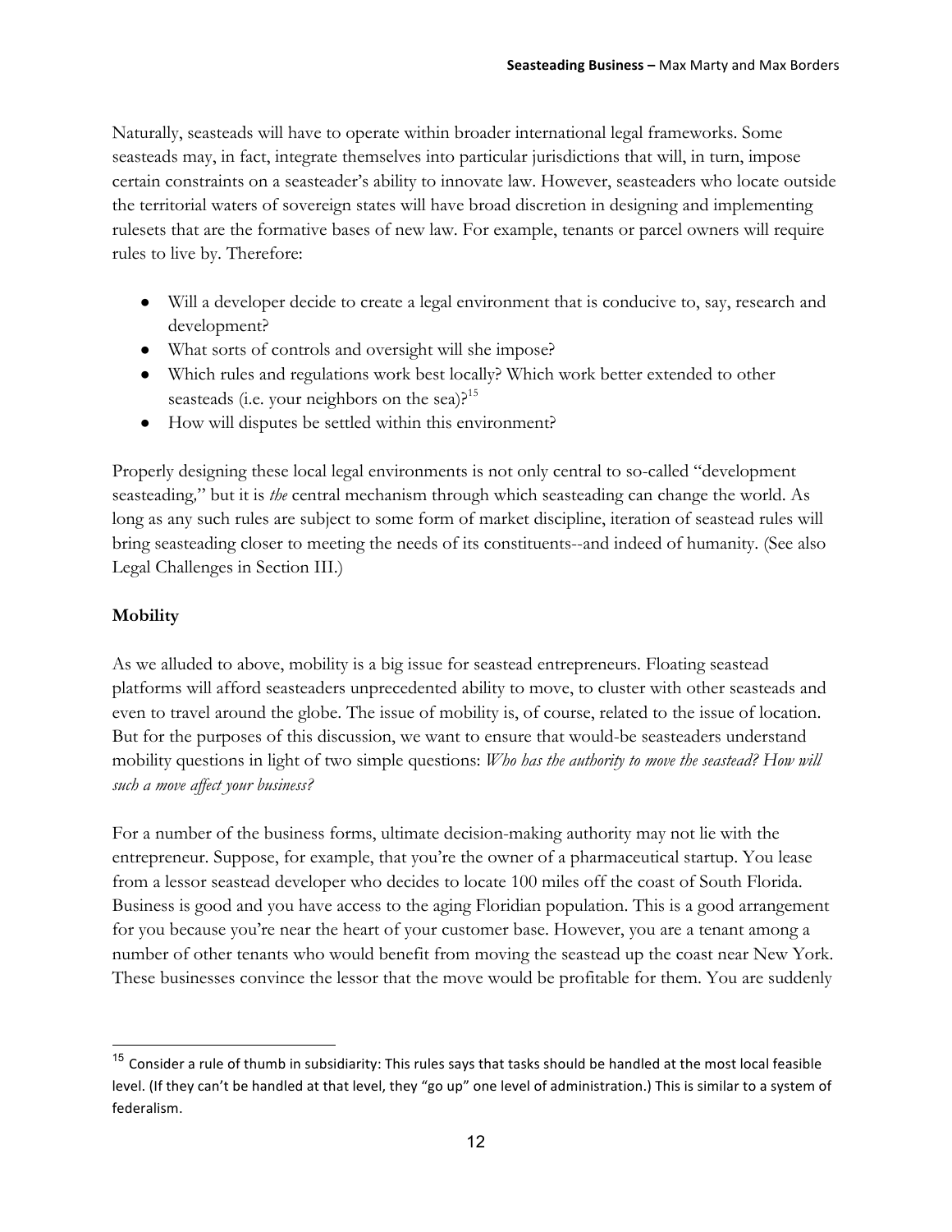Naturally, seasteads will have to operate within broader international legal frameworks. Some seasteads may, in fact, integrate themselves into particular jurisdictions that will, in turn, impose certain constraints on a seasteader's ability to innovate law. However, seasteaders who locate outside the territorial waters of sovereign states will have broad discretion in designing and implementing rulesets that are the formative bases of new law. For example, tenants or parcel owners will require rules to live by. Therefore:

- Will a developer decide to create a legal environment that is conducive to, say, research and development?
- What sorts of controls and oversight will she impose?
- Which rules and regulations work best locally? Which work better extended to other seasteads (i.e. your neighbors on the sea)?[15]
- How will disputes be settled within this environment?

Properly designing these local legal environments is not only central to so-called "development seasteading," but it is *the* central mechanism through which seasteading can change the world. As long as any such rules are subject to some form of market discipline, iteration of seastead rules will bring seasteading closer to meeting the needs of its constituents--and indeed of humanity. (See also Legal Challenges in Section III.)

**Mobility**

As we alluded to above, mobility is a big issue for seastead entrepreneurs. Floating seastead platforms will afford seasteaders unprecedented ability to move, to cluster with other seasteads and even to travel around the globe. The issue of mobility is, of course, related to the issue of location. But for the purposes of this discussion, we want to ensure that would-be seasteaders understand mobility questions in light of two simple questions: *Who has the authority to move the seastead? How will such a move affect your business?*

For a number of the business forms, ultimate decision-making authority may not lie with the entrepreneur. Suppose, for example, that you're the owner of a pharmaceutical startup. You lease from a lessor seastead developer who decides to locate 100 miles off the coast of South Florida. Business is good and you have access to the aging Floridian population. This is a good arrangement for you because you're near the heart of your customer base. However, you are a tenant among a number of other tenants who would benefit from moving the seastead up the coast near New York. These businesses convince the lessor that the move would be profitable for them. You are suddenly

[15] Consider a rule of thumb in subsidiarity: This rules says that tasks should be handled at the most local feasible level. (If they can't be handled at that level, they "go up" one level of administration.) This is similar to a system of federalism.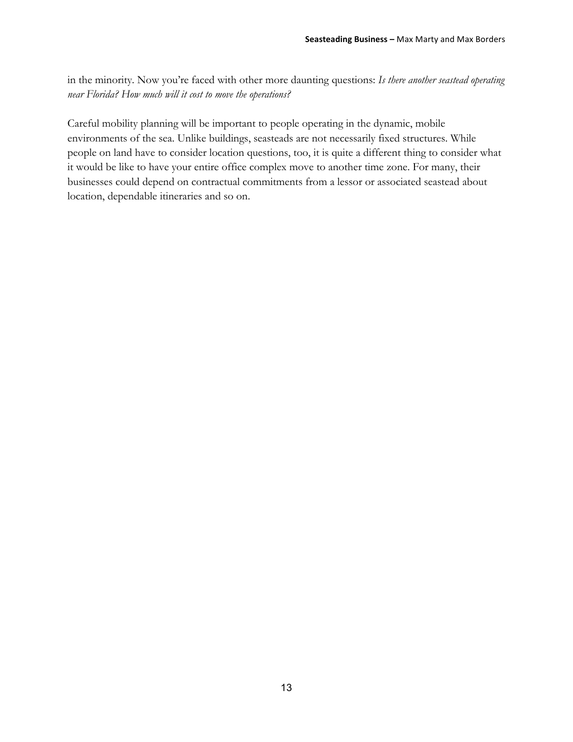in the minority. Now you're faced with other more daunting questions: *Is there another seastead operating near Florida? How much will it cost to move the operations?*

Careful mobility planning will be important to people operating in the dynamic, mobile environments of the sea. Unlike buildings, seasteads are not necessarily fixed structures. While people on land have to consider location questions, too, it is quite a different thing to consider what it would be like to have your entire office complex move to another time zone. For many, their businesses could depend on contractual commitments from a lessor or associated seastead about location, dependable itineraries and so on.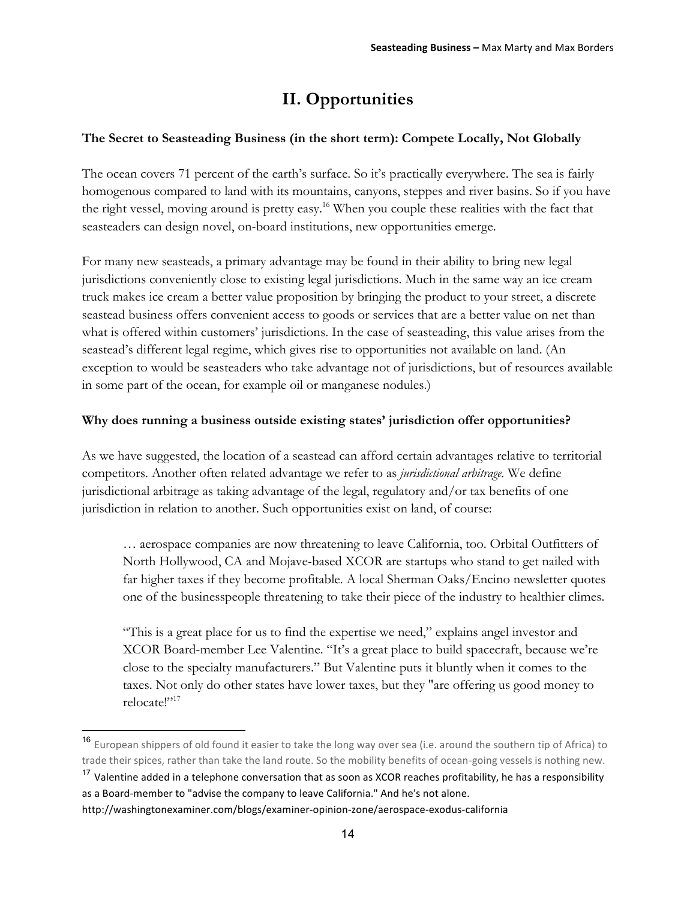## II. Opportunities

### The Secret to Seasteading Business (in the short term): Compete Locally, Not Globally

The ocean covers 71 percent of the earth's surface. So it's practically everywhere. The sea is fairly homogenous compared to land with its mountains, canyons, steppes and river basins. So if you have the right vessel, moving around is pretty easy.[16] When you couple these realities with the fact that seasteaders can design novel, on-board institutions, new opportunities emerge.

For many new seasteads, a primary advantage may be found in their ability to bring new legal jurisdictions conveniently close to existing legal jurisdictions. Much in the same way an ice cream truck makes ice cream a better value proposition by bringing the product to your street, a discrete seastead business offers convenient access to goods or services that are a better value on net than what is offered within customers' jurisdictions. In the case of seasteading, this value arises from the seastead's different legal regime, which gives rise to opportunities not available on land. (An exception to would be seasteaders who take advantage not of jurisdictions, but of resources available in some part of the ocean, for example oil or manganese nodules.)

### Why does running a business outside existing states' jurisdiction offer opportunities?

As we have suggested, the location of a seastead can afford certain advantages relative to territorial competitors. Another often related advantage we refer to as *jurisdictional arbitrage*. We define jurisdictional arbitrage as taking advantage of the legal, regulatory and/or tax benefits of one jurisdiction in relation to another. Such opportunities exist on land, of course:

> … aerospace companies are now threatening to leave California, too. Orbital Outfitters of North Hollywood, CA and Mojave-based XCOR are startups who stand to get nailed with far higher taxes if they become profitable. A local Sherman Oaks/Encino newsletter quotes one of the businesspeople threatening to take their piece of the industry to healthier climes.
>
> "This is a great place for us to find the expertise we need," explains angel investor and XCOR Board-member Lee Valentine. "It's a great place to build spacecraft, because we're close to the specialty manufacturers." But Valentine puts it bluntly when it comes to the taxes. Not only do other states have lower taxes, but they "are offering us good money to relocate!"[17]

---

[16] European shippers of old found it easier to take the long way over sea (i.e. around the southern tip of Africa) to trade their spices, rather than take the land route. So the mobility benefits of ocean-going vessels is nothing new.

[17] Valentine added in a telephone conversation that as soon as XCOR reaches profitability, he has a responsibility as a Board-member to "advise the company to leave California." And he's not alone.
http://washingtonexaminer.com/blogs/examiner-opinion-zone/aerospace-exodus-california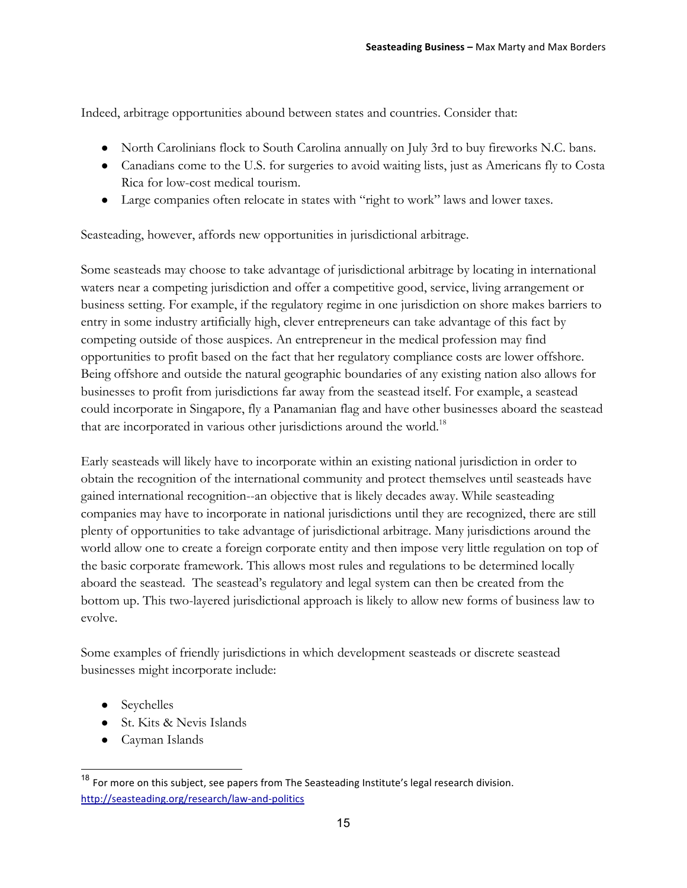Indeed, arbitrage opportunities abound between states and countries. Consider that:

- North Carolinians flock to South Carolina annually on July 3rd to buy fireworks N.C. bans.
- Canadians come to the U.S. for surgeries to avoid waiting lists, just as Americans fly to Costa Rica for low-cost medical tourism.
- Large companies often relocate in states with "right to work" laws and lower taxes.

Seasteading, however, affords new opportunities in jurisdictional arbitrage.

Some seasteads may choose to take advantage of jurisdictional arbitrage by locating in international waters near a competing jurisdiction and offer a competitive good, service, living arrangement or business setting. For example, if the regulatory regime in one jurisdiction on shore makes barriers to entry in some industry artificially high, clever entrepreneurs can take advantage of this fact by competing outside of those auspices. An entrepreneur in the medical profession may find opportunities to profit based on the fact that her regulatory compliance costs are lower offshore. Being offshore and outside the natural geographic boundaries of any existing nation also allows for businesses to profit from jurisdictions far away from the seastead itself. For example, a seastead could incorporate in Singapore, fly a Panamanian flag and have other businesses aboard the seastead that are incorporated in various other jurisdictions around the world.[18]

Early seasteads will likely have to incorporate within an existing national jurisdiction in order to obtain the recognition of the international community and protect themselves until seasteads have gained international recognition--an objective that is likely decades away. While seasteading companies may have to incorporate in national jurisdictions until they are recognized, there are still plenty of opportunities to take advantage of jurisdictional arbitrage. Many jurisdictions around the world allow one to create a foreign corporate entity and then impose very little regulation on top of the basic corporate framework. This allows most rules and regulations to be determined locally aboard the seastead. The seastead's regulatory and legal system can then be created from the bottom up. This two-layered jurisdictional approach is likely to allow new forms of business law to evolve.

Some examples of friendly jurisdictions in which development seasteads or discrete seastead businesses might incorporate include:

- Seychelles
- St. Kits & Nevis Islands
- Cayman Islands

[18] For more on this subject, see papers from The Seasteading Institute's legal research division. http://seasteading.org/research/law-and-politics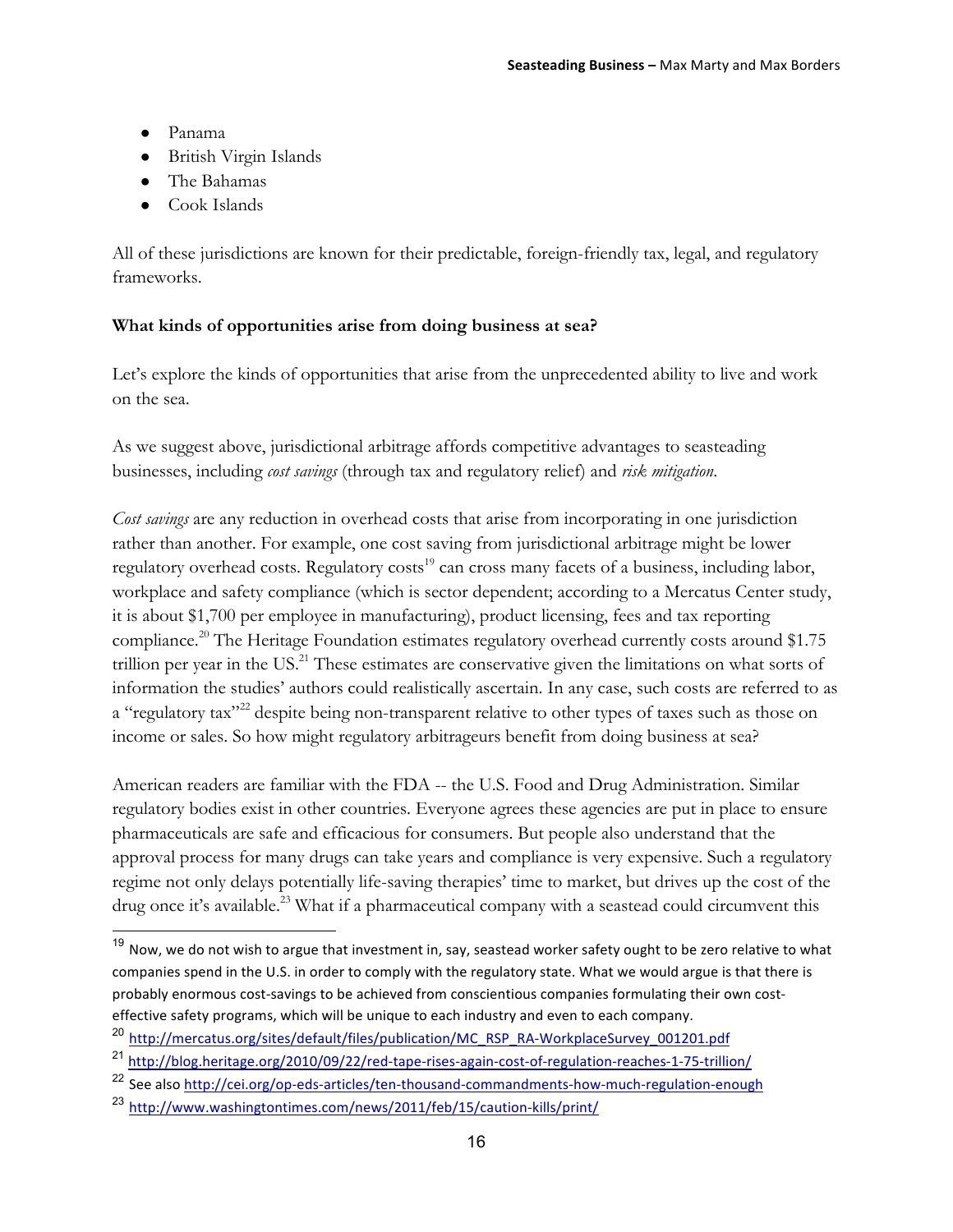- Panama
- British Virgin Islands
- The Bahamas
- Cook Islands

All of these jurisdictions are known for their predictable, foreign-friendly tax, legal, and regulatory frameworks.

**What kinds of opportunities arise from doing business at sea?**

Let's explore the kinds of opportunities that arise from the unprecedented ability to live and work on the sea.

As we suggest above, jurisdictional arbitrage affords competitive advantages to seasteading businesses, including *cost savings* (through tax and regulatory relief) and *risk mitigation*.

*Cost savings* are any reduction in overhead costs that arise from incorporating in one jurisdiction rather than another. For example, one cost saving from jurisdictional arbitrage might be lower regulatory overhead costs. Regulatory costs[19] can cross many facets of a business, including labor, workplace and safety compliance (which is sector dependent; according to a Mercatus Center study, it is about $1,700 per employee in manufacturing), product licensing, fees and tax reporting compliance.[20] The Heritage Foundation estimates regulatory overhead currently costs around $1.75 trillion per year in the US.[21] These estimates are conservative given the limitations on what sorts of information the studies' authors could realistically ascertain. In any case, such costs are referred to as a "regulatory tax"[22] despite being non-transparent relative to other types of taxes such as those on income or sales. So how might regulatory arbitrageurs benefit from doing business at sea?

American readers are familiar with the FDA -- the U.S. Food and Drug Administration. Similar regulatory bodies exist in other countries. Everyone agrees these agencies are put in place to ensure pharmaceuticals are safe and efficacious for consumers. But people also understand that the approval process for many drugs can take years and compliance is very expensive. Such a regulatory regime not only delays potentially life-saving therapies' time to market, but drives up the cost of the drug once it's available.[23] What if a pharmaceutical company with a seastead could circumvent this

---

[19] Now, we do not wish to argue that investment in, say, seastead worker safety ought to be zero relative to what companies spend in the U.S. in order to comply with the regulatory state. What we would argue is that there is probably enormous cost-savings to be achieved from conscientious companies formulating their own cost-effective safety programs, which will be unique to each industry and even to each company.

[20] http://mercatus.org/sites/default/files/publication/MC_RSP_RA-WorkplaceSurvey_001201.pdf

[21] http://blog.heritage.org/2010/09/22/red-tape-rises-again-cost-of-regulation-reaches-1-75-trillion/

[22] See also http://cei.org/op-eds-articles/ten-thousand-commandments-how-much-regulation-enough

[23] http://www.washingtontimes.com/news/2011/feb/15/caution-kills/print/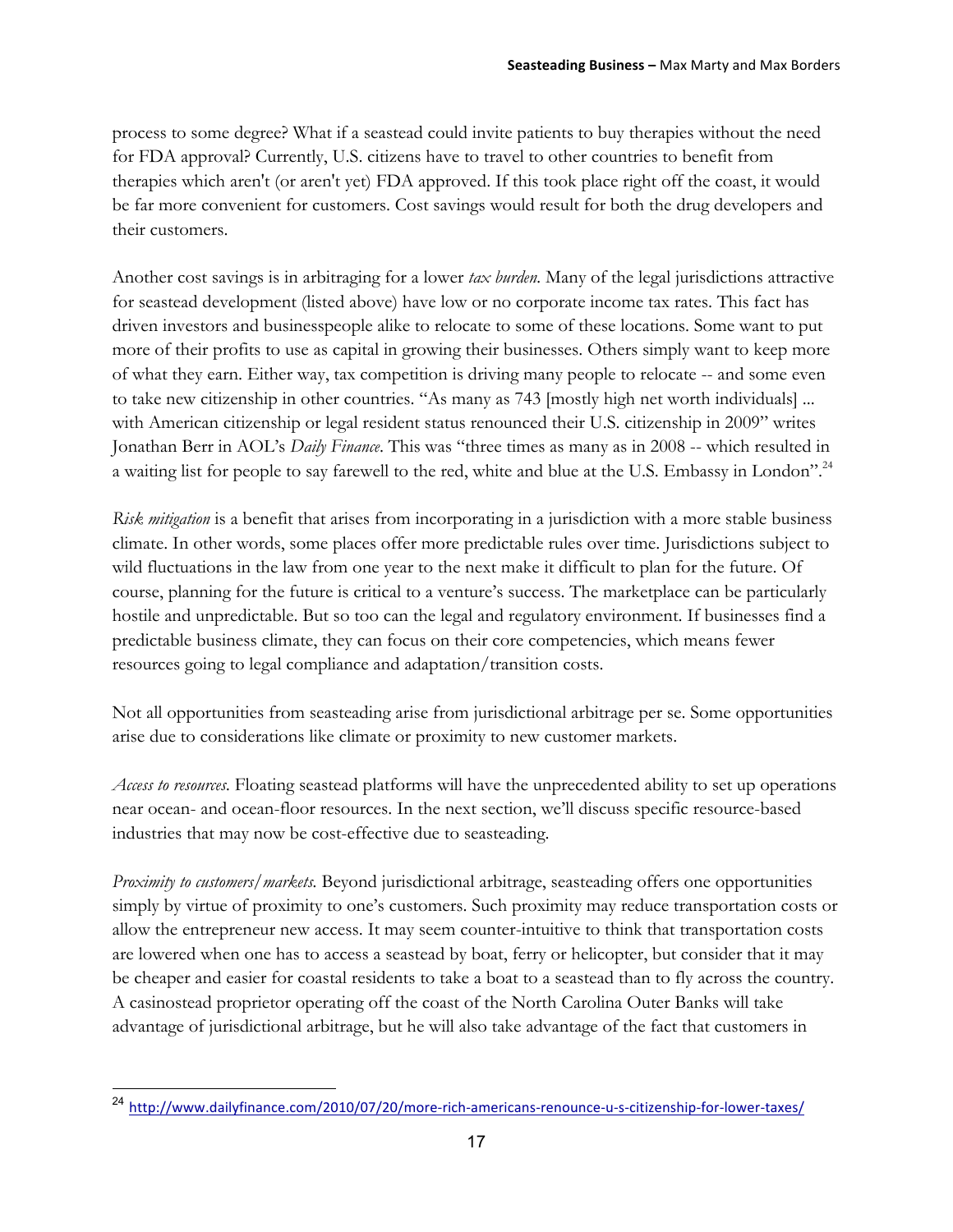process to some degree? What if a seastead could invite patients to buy therapies without the need for FDA approval? Currently, U.S. citizens have to travel to other countries to benefit from therapies which aren't (or aren't yet) FDA approved. If this took place right off the coast, it would be far more convenient for customers. Cost savings would result for both the drug developers and their customers.

Another cost savings is in arbitraging for a lower *tax burden*. Many of the legal jurisdictions attractive for seastead development (listed above) have low or no corporate income tax rates. This fact has driven investors and businesspeople alike to relocate to some of these locations. Some want to put more of their profits to use as capital in growing their businesses. Others simply want to keep more of what they earn. Either way, tax competition is driving many people to relocate -- and some even to take new citizenship in other countries. "As many as 743 [mostly high net worth individuals] ... with American citizenship or legal resident status renounced their U.S. citizenship in 2009" writes Jonathan Berr in AOL's *Daily Finance*. This was "three times as many as in 2008 -- which resulted in a waiting list for people to say farewell to the red, white and blue at the U.S. Embassy in London".[24]

*Risk mitigation* is a benefit that arises from incorporating in a jurisdiction with a more stable business climate. In other words, some places offer more predictable rules over time. Jurisdictions subject to wild fluctuations in the law from one year to the next make it difficult to plan for the future. Of course, planning for the future is critical to a venture's success. The marketplace can be particularly hostile and unpredictable. But so too can the legal and regulatory environment. If businesses find a predictable business climate, they can focus on their core competencies, which means fewer resources going to legal compliance and adaptation/transition costs.

Not all opportunities from seasteading arise from jurisdictional arbitrage per se. Some opportunities arise due to considerations like climate or proximity to new customer markets.

*Access to resources*. Floating seastead platforms will have the unprecedented ability to set up operations near ocean- and ocean-floor resources. In the next section, we'll discuss specific resource-based industries that may now be cost-effective due to seasteading.

*Proximity to customers/markets*. Beyond jurisdictional arbitrage, seasteading offers one opportunities simply by virtue of proximity to one's customers. Such proximity may reduce transportation costs or allow the entrepreneur new access. It may seem counter-intuitive to think that transportation costs are lowered when one has to access a seastead by boat, ferry or helicopter, but consider that it may be cheaper and easier for coastal residents to take a boat to a seastead than to fly across the country. A casinostead proprietor operating off the coast of the North Carolina Outer Banks will take advantage of jurisdictional arbitrage, but he will also take advantage of the fact that customers in

[24] http://www.dailyfinance.com/2010/07/20/more-rich-americans-renounce-u-s-citizenship-for-lower-taxes/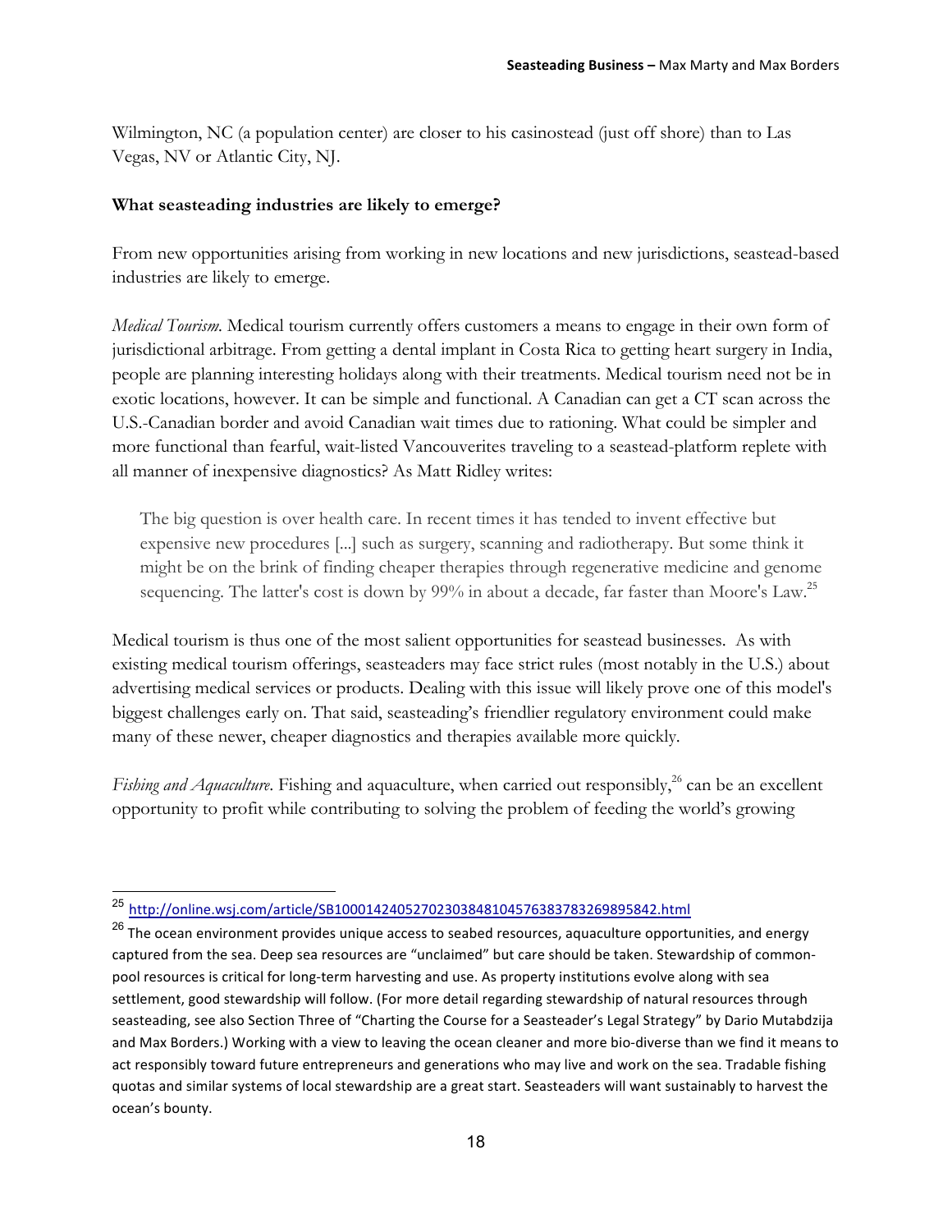Wilmington, NC (a population center) are closer to his casinostead (just off shore) than to Las Vegas, NV or Atlantic City, NJ.

**What seasteading industries are likely to emerge?**

From new opportunities arising from working in new locations and new jurisdictions, seastead-based industries are likely to emerge.

*Medical Tourism.* Medical tourism currently offers customers a means to engage in their own form of jurisdictional arbitrage. From getting a dental implant in Costa Rica to getting heart surgery in India, people are planning interesting holidays along with their treatments. Medical tourism need not be in exotic locations, however. It can be simple and functional. A Canadian can get a CT scan across the U.S.-Canadian border and avoid Canadian wait times due to rationing. What could be simpler and more functional than fearful, wait-listed Vancouverites traveling to a seastead-platform replete with all manner of inexpensive diagnostics? As Matt Ridley writes:

> The big question is over health care. In recent times it has tended to invent effective but expensive new procedures [...] such as surgery, scanning and radiotherapy. But some think it might be on the brink of finding cheaper therapies through regenerative medicine and genome sequencing. The latter's cost is down by 99% in about a decade, far faster than Moore's Law.[25]

Medical tourism is thus one of the most salient opportunities for seastead businesses. As with existing medical tourism offerings, seasteaders may face strict rules (most notably in the U.S.) about advertising medical services or products. Dealing with this issue will likely prove one of this model's biggest challenges early on. That said, seasteading's friendlier regulatory environment could make many of these newer, cheaper diagnostics and therapies available more quickly.

*Fishing and Aquaculture*. Fishing and aquaculture, when carried out responsibly,[26] can be an excellent opportunity to profit while contributing to solving the problem of feeding the world's growing

---

[25] http://online.wsj.com/article/SB10001424052702303848104576383783269895842.html

[26] The ocean environment provides unique access to seabed resources, aquaculture opportunities, and energy captured from the sea. Deep sea resources are "unclaimed" but care should be taken. Stewardship of common-pool resources is critical for long-term harvesting and use. As property institutions evolve along with sea settlement, good stewardship will follow. (For more detail regarding stewardship of natural resources through seasteading, see also Section Three of "Charting the Course for a Seasteader's Legal Strategy" by Dario Mutabdzija and Max Borders.) Working with a view to leaving the ocean cleaner and more bio-diverse than we find it means to act responsibly toward future entrepreneurs and generations who may live and work on the sea. Tradable fishing quotas and similar systems of local stewardship are a great start. Seasteaders will want sustainably to harvest the ocean's bounty.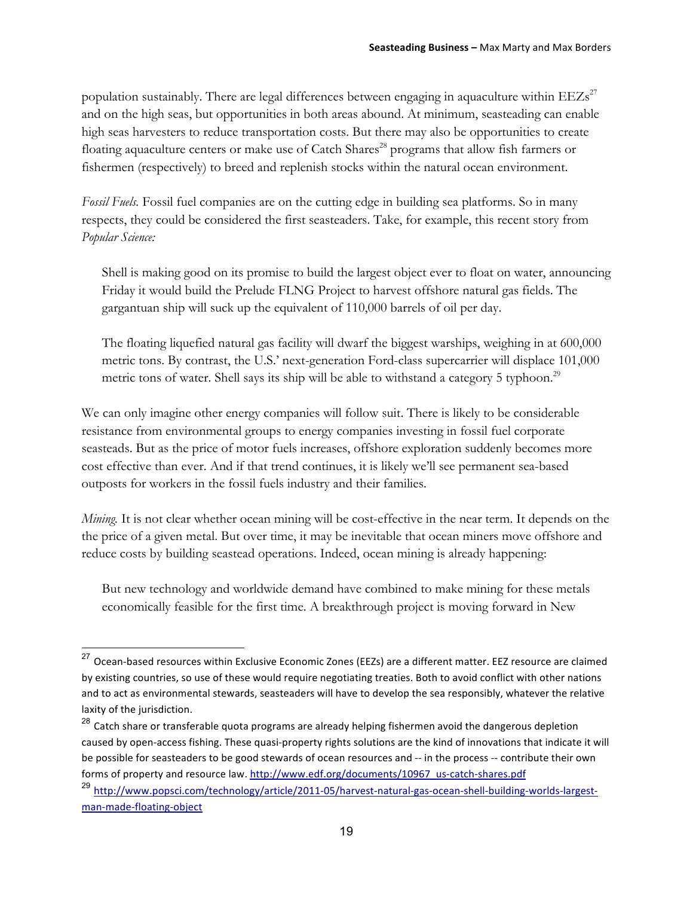population sustainably. There are legal differences between engaging in aquaculture within EEZs[27] and on the high seas, but opportunities in both areas abound. At minimum, seasteading can enable high seas harvesters to reduce transportation costs. But there may also be opportunities to create floating aquaculture centers or make use of Catch Shares[28] programs that allow fish farmers or fishermen (respectively) to breed and replenish stocks within the natural ocean environment.

*Fossil Fuels.* Fossil fuel companies are on the cutting edge in building sea platforms. So in many respects, they could be considered the first seasteaders. Take, for example, this recent story from *Popular Science:*

> Shell is making good on its promise to build the largest object ever to float on water, announcing Friday it would build the Prelude FLNG Project to harvest offshore natural gas fields. The gargantuan ship will suck up the equivalent of 110,000 barrels of oil per day.
>
> The floating liquefied natural gas facility will dwarf the biggest warships, weighing in at 600,000 metric tons. By contrast, the U.S.' next-generation Ford-class supercarrier will displace 101,000 metric tons of water. Shell says its ship will be able to withstand a category 5 typhoon.[29]

We can only imagine other energy companies will follow suit. There is likely to be considerable resistance from environmental groups to energy companies investing in fossil fuel corporate seasteads. But as the price of motor fuels increases, offshore exploration suddenly becomes more cost effective than ever. And if that trend continues, it is likely we'll see permanent sea-based outposts for workers in the fossil fuels industry and their families.

*Mining.* It is not clear whether ocean mining will be cost-effective in the near term. It depends on the the price of a given metal. But over time, it may be inevitable that ocean miners move offshore and reduce costs by building seastead operations. Indeed, ocean mining is already happening:

> But new technology and worldwide demand have combined to make mining for these metals economically feasible for the first time. A breakthrough project is moving forward in New

---

[27] Ocean-based resources within Exclusive Economic Zones (EEZs) are a different matter. EEZ resource are claimed by existing countries, so use of these would require negotiating treaties. Both to avoid conflict with other nations and to act as environmental stewards, seasteaders will have to develop the sea responsibly, whatever the relative laxity of the jurisdiction.

[28] Catch share or transferable quota programs are already helping fishermen avoid the dangerous depletion caused by open-access fishing. These quasi-property rights solutions are the kind of innovations that indicate it will be possible for seasteaders to be good stewards of ocean resources and -- in the process -- contribute their own forms of property and resource law. http://www.edf.org/documents/10967_us-catch-shares.pdf

[29] http://www.popsci.com/technology/article/2011-05/harvest-natural-gas-ocean-shell-building-worlds-largest-man-made-floating-object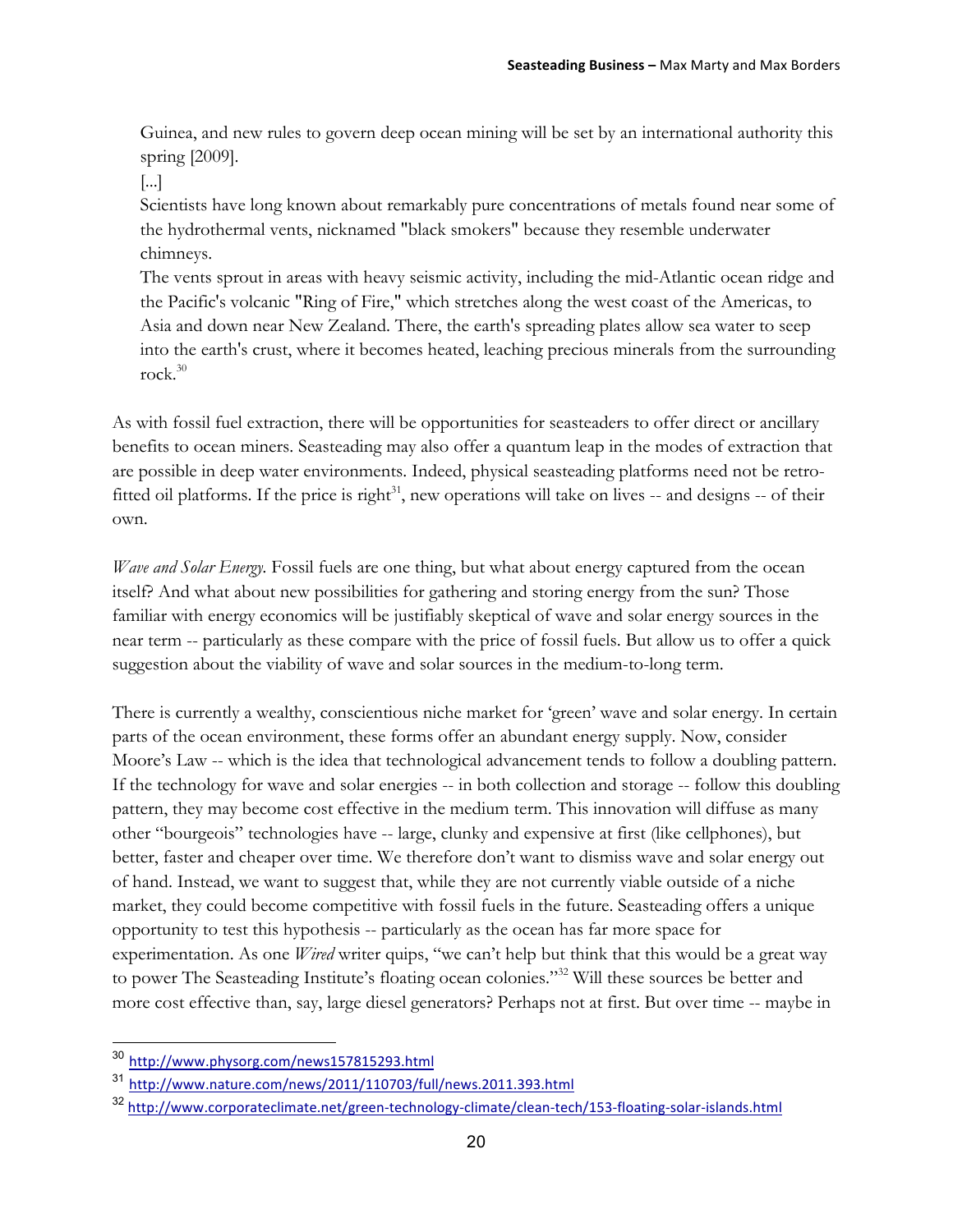> Guinea, and new rules to govern deep ocean mining will be set by an international authority this spring [2009].
>
> [...]
>
> Scientists have long known about remarkably pure concentrations of metals found near some of the hydrothermal vents, nicknamed "black smokers" because they resemble underwater chimneys.
>
> The vents sprout in areas with heavy seismic activity, including the mid-Atlantic ocean ridge and the Pacific's volcanic "Ring of Fire," which stretches along the west coast of the Americas, to Asia and down near New Zealand. There, the earth's spreading plates allow sea water to seep into the earth's crust, where it becomes heated, leaching precious minerals from the surrounding rock.[30]

As with fossil fuel extraction, there will be opportunities for seasteaders to offer direct or ancillary benefits to ocean miners. Seasteading may also offer a quantum leap in the modes of extraction that are possible in deep water environments. Indeed, physical seasteading platforms need not be retro-fitted oil platforms. If the price is right[31], new operations will take on lives -- and designs -- of their own.

*Wave and Solar Energy.* Fossil fuels are one thing, but what about energy captured from the ocean itself? And what about new possibilities for gathering and storing energy from the sun? Those familiar with energy economics will be justifiably skeptical of wave and solar energy sources in the near term -- particularly as these compare with the price of fossil fuels. But allow us to offer a quick suggestion about the viability of wave and solar sources in the medium-to-long term.

There is currently a wealthy, conscientious niche market for 'green' wave and solar energy. In certain parts of the ocean environment, these forms offer an abundant energy supply. Now, consider Moore's Law -- which is the idea that technological advancement tends to follow a doubling pattern. If the technology for wave and solar energies -- in both collection and storage -- follow this doubling pattern, they may become cost effective in the medium term. This innovation will diffuse as many other "bourgeois" technologies have -- large, clunky and expensive at first (like cellphones), but better, faster and cheaper over time. We therefore don't want to dismiss wave and solar energy out of hand. Instead, we want to suggest that, while they are not currently viable outside of a niche market, they could become competitive with fossil fuels in the future. Seasteading offers a unique opportunity to test this hypothesis -- particularly as the ocean has far more space for experimentation. As one *Wired* writer quips, "we can't help but think that this would be a great way to power The Seasteading Institute's floating ocean colonies."[32] Will these sources be better and more cost effective than, say, large diesel generators? Perhaps not at first. But over time -- maybe in

---

[30] http://www.physorg.com/news157815293.html

[31] http://www.nature.com/news/2011/110703/full/news.2011.393.html

[32] http://www.corporateclimate.net/green-technology-climate/clean-tech/153-floating-solar-islands.html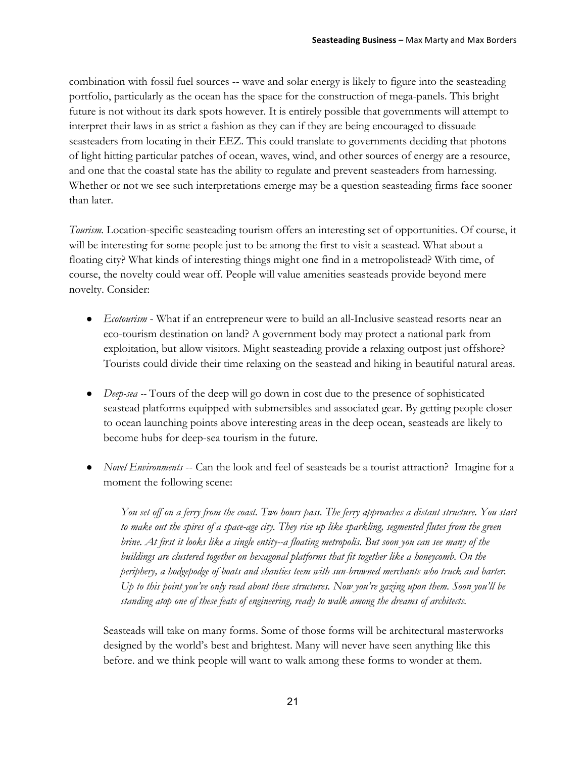combination with fossil fuel sources -- wave and solar energy is likely to figure into the seasteading portfolio, particularly as the ocean has the space for the construction of mega-panels. This bright future is not without its dark spots however. It is entirely possible that governments will attempt to interpret their laws in as strict a fashion as they can if they are being encouraged to dissuade seasteaders from locating in their EEZ. This could translate to governments deciding that photons of light hitting particular patches of ocean, waves, wind, and other sources of energy are a resource, and one that the coastal state has the ability to regulate and prevent seasteaders from harnessing. Whether or not we see such interpretations emerge may be a question seasteading firms face sooner than later.

*Tourism.* Location-specific seasteading tourism offers an interesting set of opportunities. Of course, it will be interesting for some people just to be among the first to visit a seastead. What about a floating city? What kinds of interesting things might one find in a metropolistead? With time, of course, the novelty could wear off. People will value amenities seasteads provide beyond mere novelty. Consider:

- *Ecotourism* - What if an entrepreneur were to build an all-Inclusive seastead resorts near an eco-tourism destination on land? A government body may protect a national park from exploitation, but allow visitors. Might seasteading provide a relaxing outpost just offshore? Tourists could divide their time relaxing on the seastead and hiking in beautiful natural areas.

- *Deep-sea* -- Tours of the deep will go down in cost due to the presence of sophisticated seastead platforms equipped with submersibles and associated gear. By getting people closer to ocean launching points above interesting areas in the deep ocean, seasteads are likely to become hubs for deep-sea tourism in the future.

- *Novel Environments* -- Can the look and feel of seasteads be a tourist attraction? Imagine for a moment the following scene:

  > *You set off on a ferry from the coast. Two hours pass. The ferry approaches a distant structure. You start to make out the spires of a space-age city. They rise up like sparkling, segmented flutes from the green brine. At first it looks like a single entity--a floating metropolis. But soon you can see many of the buildings are clustered together on hexagonal platforms that fit together like a honeycomb. On the periphery, a hodgepodge of boats and shanties teem with sun-browned merchants who truck and barter. Up to this point you've only read about these structures. Now you're gazing upon them. Soon you'll be standing atop one of these feats of engineering, ready to walk among the dreams of architects.*

  Seasteads will take on many forms. Some of those forms will be architectural masterworks designed by the world's best and brightest. Many will never have seen anything like this before. and we think people will want to walk among these forms to wonder at them.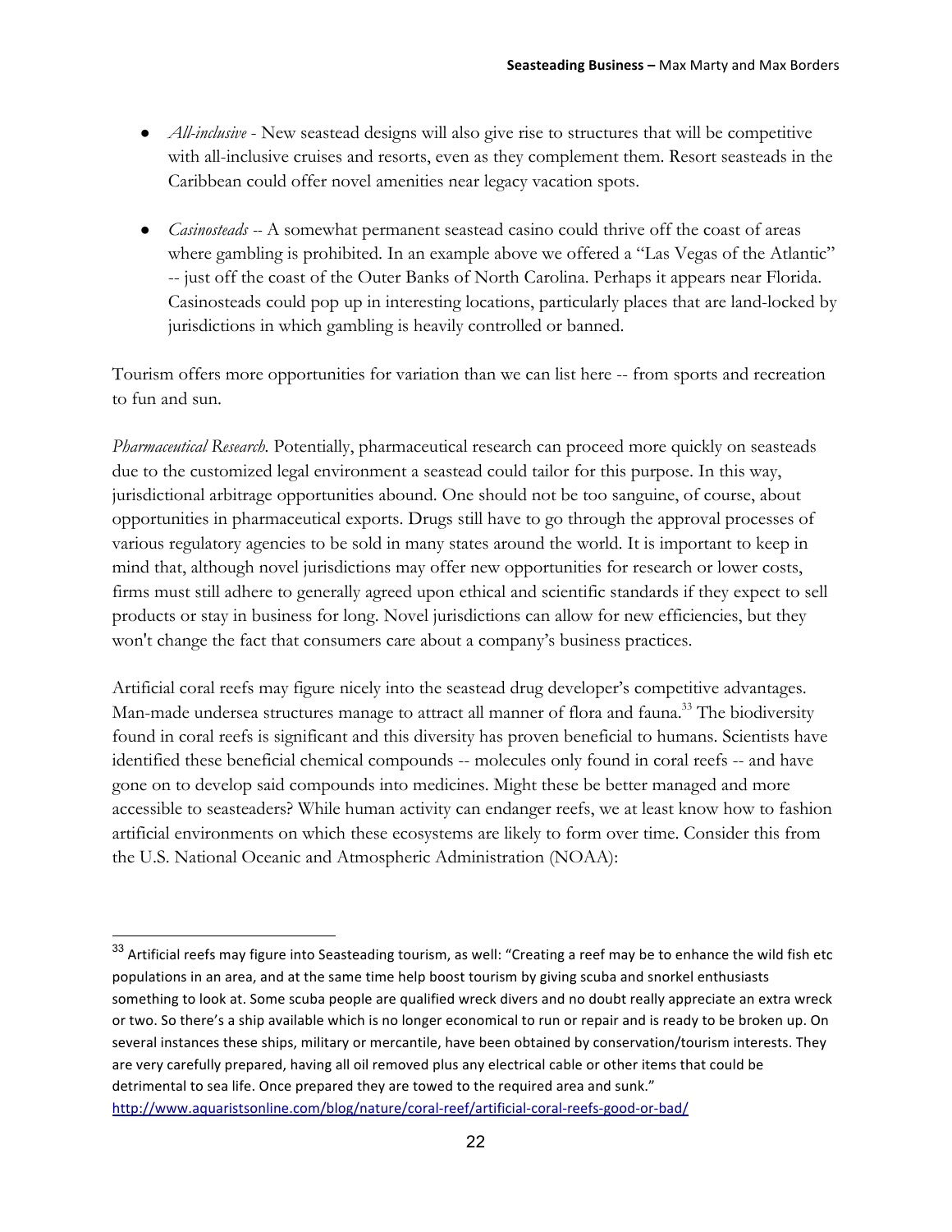- *All-inclusive* - New seastead designs will also give rise to structures that will be competitive with all-inclusive cruises and resorts, even as they complement them. Resort seasteads in the Caribbean could offer novel amenities near legacy vacation spots.

- *Casinosteads* -- A somewhat permanent seastead casino could thrive off the coast of areas where gambling is prohibited. In an example above we offered a "Las Vegas of the Atlantic" -- just off the coast of the Outer Banks of North Carolina. Perhaps it appears near Florida. Casinosteads could pop up in interesting locations, particularly places that are land-locked by jurisdictions in which gambling is heavily controlled or banned.

Tourism offers more opportunities for variation than we can list here -- from sports and recreation to fun and sun.

*Pharmaceutical Research.* Potentially, pharmaceutical research can proceed more quickly on seasteads due to the customized legal environment a seastead could tailor for this purpose. In this way, jurisdictional arbitrage opportunities abound. One should not be too sanguine, of course, about opportunities in pharmaceutical exports. Drugs still have to go through the approval processes of various regulatory agencies to be sold in many states around the world. It is important to keep in mind that, although novel jurisdictions may offer new opportunities for research or lower costs, firms must still adhere to generally agreed upon ethical and scientific standards if they expect to sell products or stay in business for long. Novel jurisdictions can allow for new efficiencies, but they won't change the fact that consumers care about a company's business practices.

Artificial coral reefs may figure nicely into the seastead drug developer's competitive advantages. Man-made undersea structures manage to attract all manner of flora and fauna.[33] The biodiversity found in coral reefs is significant and this diversity has proven beneficial to humans. Scientists have identified these beneficial chemical compounds -- molecules only found in coral reefs -- and have gone on to develop said compounds into medicines. Might these be better managed and more accessible to seasteaders? While human activity can endanger reefs, we at least know how to fashion artificial environments on which these ecosystems are likely to form over time. Consider this from the U.S. National Oceanic and Atmospheric Administration (NOAA):

---

[33] Artificial reefs may figure into Seasteading tourism, as well: "Creating a reef may be to enhance the wild fish etc populations in an area, and at the same time help boost tourism by giving scuba and snorkel enthusiasts something to look at. Some scuba people are qualified wreck divers and no doubt really appreciate an extra wreck or two. So there's a ship available which is no longer economical to run or repair and is ready to be broken up. On several instances these ships, military or mercantile, have been obtained by conservation/tourism interests. They are very carefully prepared, having all oil removed plus any electrical cable or other items that could be detrimental to sea life. Once prepared they are towed to the required area and sunk." http://www.aquaristsonline.com/blog/nature/coral-reef/artificial-coral-reefs-good-or-bad/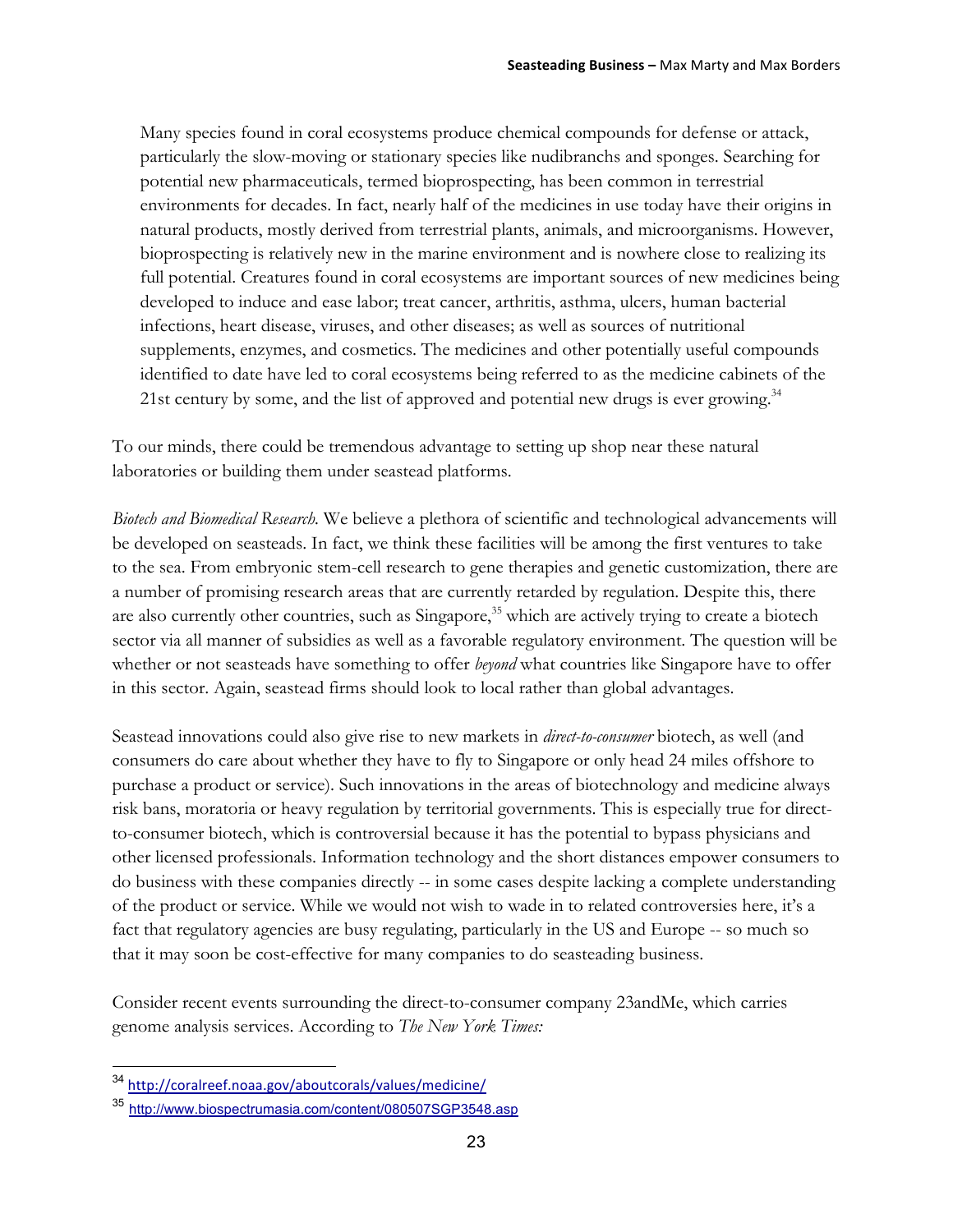> Many species found in coral ecosystems produce chemical compounds for defense or attack, particularly the slow-moving or stationary species like nudibranchs and sponges. Searching for potential new pharmaceuticals, termed bioprospecting, has been common in terrestrial environments for decades. In fact, nearly half of the medicines in use today have their origins in natural products, mostly derived from terrestrial plants, animals, and microorganisms. However, bioprospecting is relatively new in the marine environment and is nowhere close to realizing its full potential. Creatures found in coral ecosystems are important sources of new medicines being developed to induce and ease labor; treat cancer, arthritis, asthma, ulcers, human bacterial infections, heart disease, viruses, and other diseases; as well as sources of nutritional supplements, enzymes, and cosmetics. The medicines and other potentially useful compounds identified to date have led to coral ecosystems being referred to as the medicine cabinets of the 21st century by some, and the list of approved and potential new drugs is ever growing.[34]

To our minds, there could be tremendous advantage to setting up shop near these natural laboratories or building them under seastead platforms.

*Biotech and Biomedical Research.* We believe a plethora of scientific and technological advancements will be developed on seasteads. In fact, we think these facilities will be among the first ventures to take to the sea. From embryonic stem-cell research to gene therapies and genetic customization, there are a number of promising research areas that are currently retarded by regulation. Despite this, there are also currently other countries, such as Singapore,[35] which are actively trying to create a biotech sector via all manner of subsidies as well as a favorable regulatory environment. The question will be whether or not seasteads have something to offer *beyond* what countries like Singapore have to offer in this sector. Again, seastead firms should look to local rather than global advantages.

Seastead innovations could also give rise to new markets in *direct-to-consumer* biotech, as well (and consumers do care about whether they have to fly to Singapore or only head 24 miles offshore to purchase a product or service). Such innovations in the areas of biotechnology and medicine always risk bans, moratoria or heavy regulation by territorial governments. This is especially true for direct-to-consumer biotech, which is controversial because it has the potential to bypass physicians and other licensed professionals. Information technology and the short distances empower consumers to do business with these companies directly -- in some cases despite lacking a complete understanding of the product or service. While we would not wish to wade in to related controversies here, it's a fact that regulatory agencies are busy regulating, particularly in the US and Europe -- so much so that it may soon be cost-effective for many companies to do seasteading business.

Consider recent events surrounding the direct-to-consumer company 23andMe, which carries genome analysis services. According to *The New York Times:*

---

[34] http://coralreef.noaa.gov/aboutcorals/values/medicine/

[35] http://www.biospectrumasia.com/content/080507SGP3548.asp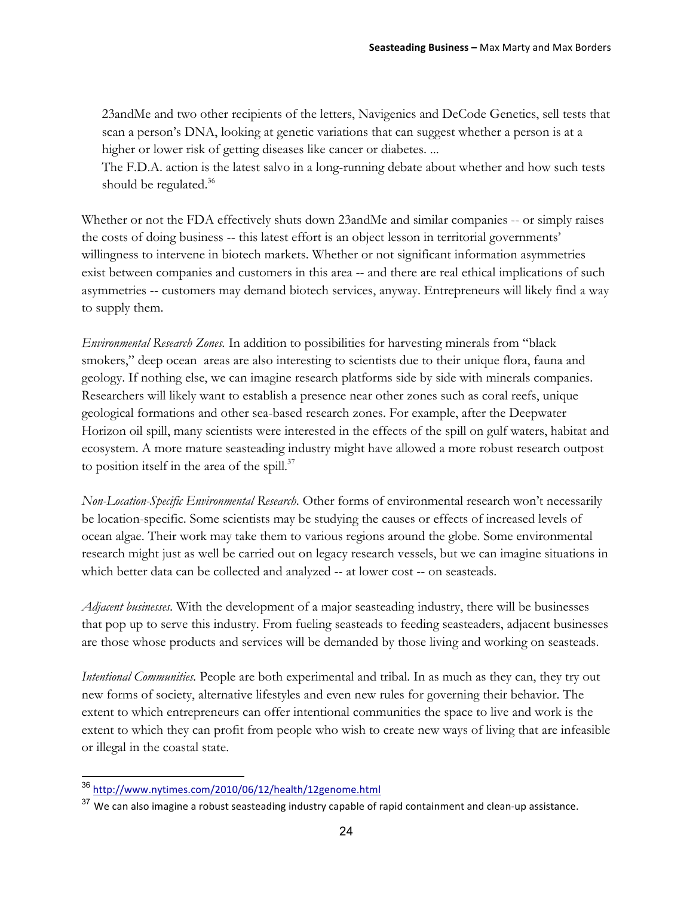> 23andMe and two other recipients of the letters, Navigenics and DeCode Genetics, sell tests that scan a person's DNA, looking at genetic variations that can suggest whether a person is at a higher or lower risk of getting diseases like cancer or diabetes. ...
> The F.D.A. action is the latest salvo in a long-running debate about whether and how such tests should be regulated.[36]

Whether or not the FDA effectively shuts down 23andMe and similar companies -- or simply raises the costs of doing business -- this latest effort is an object lesson in territorial governments' willingness to intervene in biotech markets. Whether or not significant information asymmetries exist between companies and customers in this area -- and there are real ethical implications of such asymmetries -- customers may demand biotech services, anyway. Entrepreneurs will likely find a way to supply them.

*Environmental Research Zones.* In addition to possibilities for harvesting minerals from "black smokers," deep ocean areas are also interesting to scientists due to their unique flora, fauna and geology. If nothing else, we can imagine research platforms side by side with minerals companies. Researchers will likely want to establish a presence near other zones such as coral reefs, unique geological formations and other sea-based research zones. For example, after the Deepwater Horizon oil spill, many scientists were interested in the effects of the spill on gulf waters, habitat and ecosystem. A more mature seasteading industry might have allowed a more robust research outpost to position itself in the area of the spill.[37]

*Non-Location-Specific Environmental Research.* Other forms of environmental research won't necessarily be location-specific. Some scientists may be studying the causes or effects of increased levels of ocean algae. Their work may take them to various regions around the globe. Some environmental research might just as well be carried out on legacy research vessels, but we can imagine situations in which better data can be collected and analyzed -- at lower cost -- on seasteads.

*Adjacent businesses.* With the development of a major seasteading industry, there will be businesses that pop up to serve this industry. From fueling seasteads to feeding seasteaders, adjacent businesses are those whose products and services will be demanded by those living and working on seasteads.

*Intentional Communities.* People are both experimental and tribal. In as much as they can, they try out new forms of society, alternative lifestyles and even new rules for governing their behavior. The extent to which entrepreneurs can offer intentional communities the space to live and work is the extent to which they can profit from people who wish to create new ways of living that are infeasible or illegal in the coastal state.

---

[36] http://www.nytimes.com/2010/06/12/health/12genome.html

[37] We can also imagine a robust seasteading industry capable of rapid containment and clean-up assistance.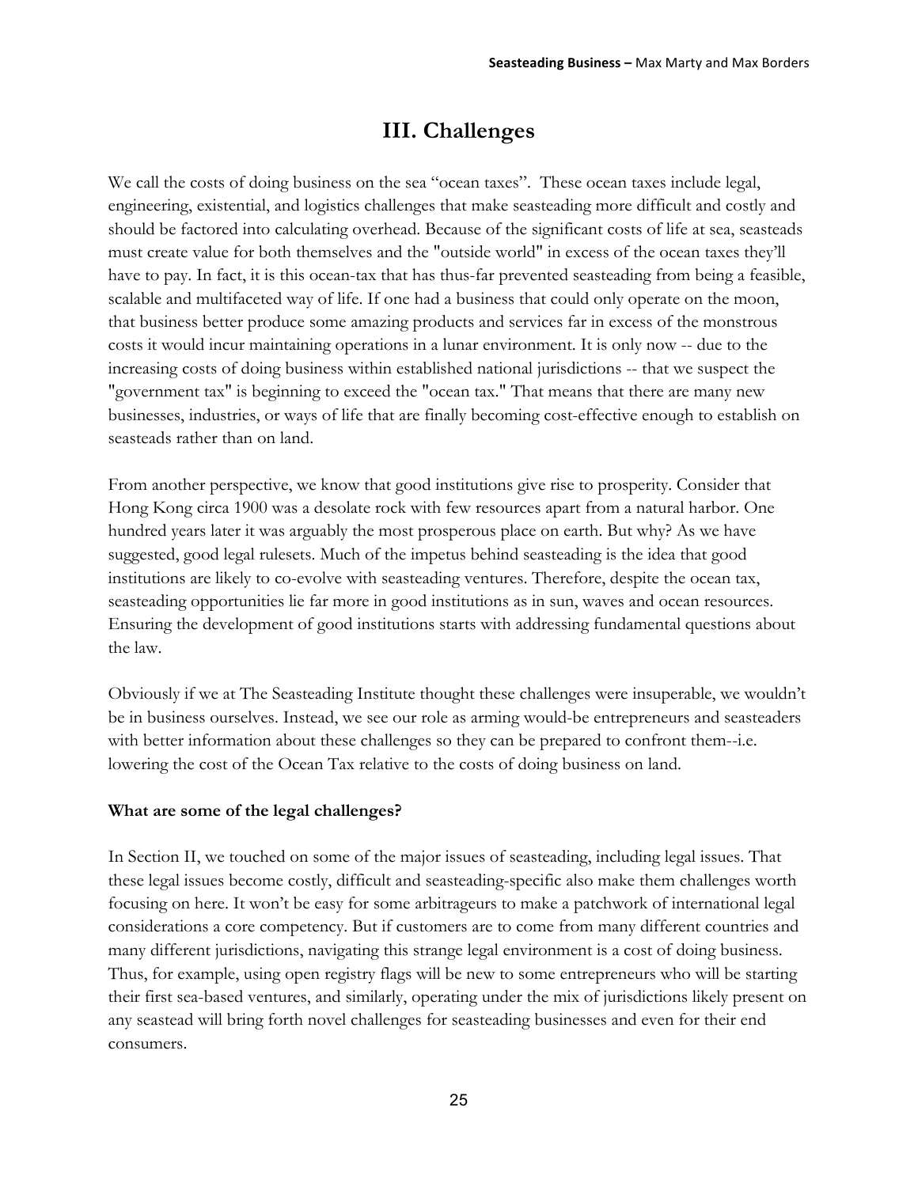# III. Challenges

We call the costs of doing business on the sea "ocean taxes". These ocean taxes include legal, engineering, existential, and logistics challenges that make seasteading more difficult and costly and should be factored into calculating overhead. Because of the significant costs of life at sea, seasteads must create value for both themselves and the "outside world" in excess of the ocean taxes they'll have to pay. In fact, it is this ocean-tax that has thus-far prevented seasteading from being a feasible, scalable and multifaceted way of life. If one had a business that could only operate on the moon, that business better produce some amazing products and services far in excess of the monstrous costs it would incur maintaining operations in a lunar environment. It is only now -- due to the increasing costs of doing business within established national jurisdictions -- that we suspect the "government tax" is beginning to exceed the "ocean tax." That means that there are many new businesses, industries, or ways of life that are finally becoming cost-effective enough to establish on seasteads rather than on land.

From another perspective, we know that good institutions give rise to prosperity. Consider that Hong Kong circa 1900 was a desolate rock with few resources apart from a natural harbor. One hundred years later it was arguably the most prosperous place on earth. But why? As we have suggested, good legal rulesets. Much of the impetus behind seasteading is the idea that good institutions are likely to co-evolve with seasteading ventures. Therefore, despite the ocean tax, seasteading opportunities lie far more in good institutions as in sun, waves and ocean resources. Ensuring the development of good institutions starts with addressing fundamental questions about the law.

Obviously if we at The Seasteading Institute thought these challenges were insuperable, we wouldn't be in business ourselves. Instead, we see our role as arming would-be entrepreneurs and seasteaders with better information about these challenges so they can be prepared to confront them--i.e. lowering the cost of the Ocean Tax relative to the costs of doing business on land.

**What are some of the legal challenges?**

In Section II, we touched on some of the major issues of seasteading, including legal issues. That these legal issues become costly, difficult and seasteading-specific also make them challenges worth focusing on here. It won't be easy for some arbitrageurs to make a patchwork of international legal considerations a core competency. But if customers are to come from many different countries and many different jurisdictions, navigating this strange legal environment is a cost of doing business. Thus, for example, using open registry flags will be new to some entrepreneurs who will be starting their first sea-based ventures, and similarly, operating under the mix of jurisdictions likely present on any seastead will bring forth novel challenges for seasteading businesses and even for their end consumers.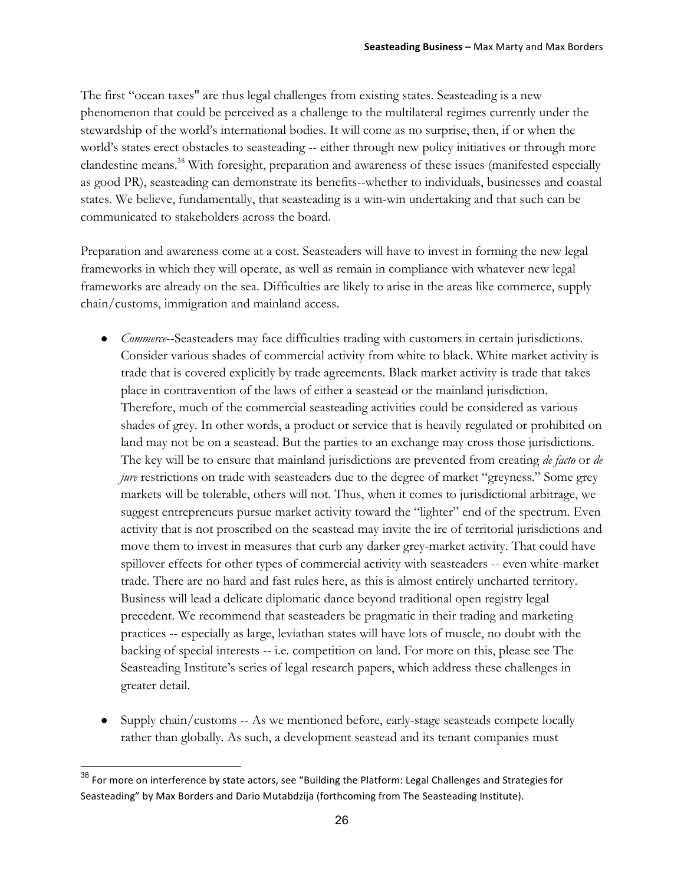The first "ocean taxes" are thus legal challenges from existing states. Seasteading is a new phenomenon that could be perceived as a challenge to the multilateral regimes currently under the stewardship of the world's international bodies. It will come as no surprise, then, if or when the world's states erect obstacles to seasteading -- either through new policy initiatives or through more clandestine means.[38] With foresight, preparation and awareness of these issues (manifested especially as good PR), seasteading can demonstrate its benefits--whether to individuals, businesses and coastal states. We believe, fundamentally, that seasteading is a win-win undertaking and that such can be communicated to stakeholders across the board.

Preparation and awareness come at a cost. Seasteaders will have to invest in forming the new legal frameworks in which they will operate, as well as remain in compliance with whatever new legal frameworks are already on the sea. Difficulties are likely to arise in the areas like commerce, supply chain/customs, immigration and mainland access.

- *Commerce*--Seasteaders may face difficulties trading with customers in certain jurisdictions. Consider various shades of commercial activity from white to black. White market activity is trade that is covered explicitly by trade agreements. Black market activity is trade that takes place in contravention of the laws of either a seastead or the mainland jurisdiction. Therefore, much of the commercial seasteading activities could be considered as various shades of grey. In other words, a product or service that is heavily regulated or prohibited on land may not be on a seastead. But the parties to an exchange may cross those jurisdictions. The key will be to ensure that mainland jurisdictions are prevented from creating *de facto* or *de jure* restrictions on trade with seasteaders due to the degree of market "greyness." Some grey markets will be tolerable, others will not. Thus, when it comes to jurisdictional arbitrage, we suggest entrepreneurs pursue market activity toward the "lighter" end of the spectrum. Even activity that is not proscribed on the seastead may invite the ire of territorial jurisdictions and move them to invest in measures that curb any darker grey-market activity. That could have spillover effects for other types of commercial activity with seasteaders -- even white-market trade. There are no hard and fast rules here, as this is almost entirely uncharted territory. Business will lead a delicate diplomatic dance beyond traditional open registry legal precedent. We recommend that seasteaders be pragmatic in their trading and marketing practices -- especially as large, leviathan states will have lots of muscle, no doubt with the backing of special interests -- i.e. competition on land. For more on this, please see The Seasteading Institute's series of legal research papers, which address these challenges in greater detail.

- Supply chain/customs -- As we mentioned before, early-stage seasteads compete locally rather than globally. As such, a development seastead and its tenant companies must

---

[38] For more on interference by state actors, see "Building the Platform: Legal Challenges and Strategies for Seasteading" by Max Borders and Dario Mutabdzija (forthcoming from The Seasteading Institute).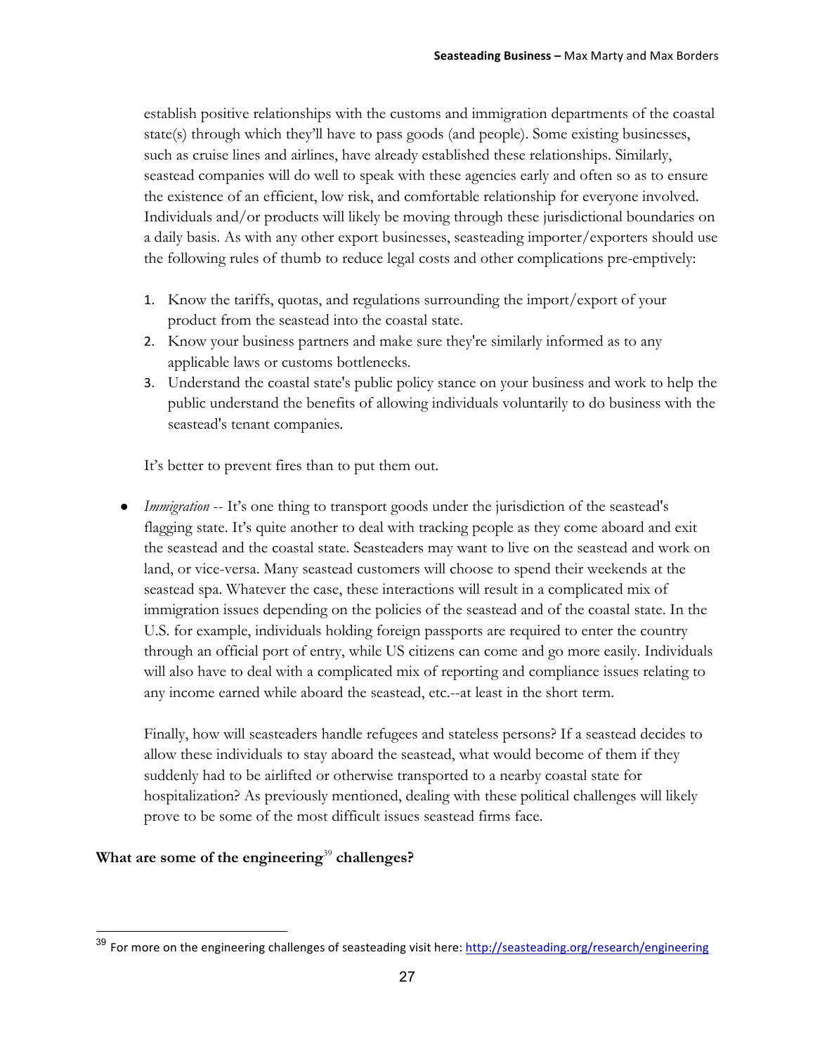establish positive relationships with the customs and immigration departments of the coastal state(s) through which they'll have to pass goods (and people). Some existing businesses, such as cruise lines and airlines, have already established these relationships. Similarly, seastead companies will do well to speak with these agencies early and often so as to ensure the existence of an efficient, low risk, and comfortable relationship for everyone involved. Individuals and/or products will likely be moving through these jurisdictional boundaries on a daily basis. As with any other export businesses, seasteading importer/exporters should use the following rules of thumb to reduce legal costs and other complications pre-emptively:

1. Know the tariffs, quotas, and regulations surrounding the import/export of your product from the seastead into the coastal state.
2. Know your business partners and make sure they're similarly informed as to any applicable laws or customs bottlenecks.
3. Understand the coastal state's public policy stance on your business and work to help the public understand the benefits of allowing individuals voluntarily to do business with the seastead's tenant companies.

It's better to prevent fires than to put them out.

- *Immigration* -- It's one thing to transport goods under the jurisdiction of the seastead's flagging state. It's quite another to deal with tracking people as they come aboard and exit the seastead and the coastal state. Seasteaders may want to live on the seastead and work on land, or vice-versa. Many seastead customers will choose to spend their weekends at the seastead spa. Whatever the case, these interactions will result in a complicated mix of immigration issues depending on the policies of the seastead and of the coastal state. In the U.S. for example, individuals holding foreign passports are required to enter the country through an official port of entry, while US citizens can come and go more easily. Individuals will also have to deal with a complicated mix of reporting and compliance issues relating to any income earned while aboard the seastead, etc.--at least in the short term.

  Finally, how will seasteaders handle refugees and stateless persons? If a seastead decides to allow these individuals to stay aboard the seastead, what would become of them if they suddenly had to be airlifted or otherwise transported to a nearby coastal state for hospitalization? As previously mentioned, dealing with these political challenges will likely prove to be some of the most difficult issues seastead firms face.

**What are some of the engineering[39] challenges?**

[39] For more on the engineering challenges of seasteading visit here: http://seasteading.org/research/engineering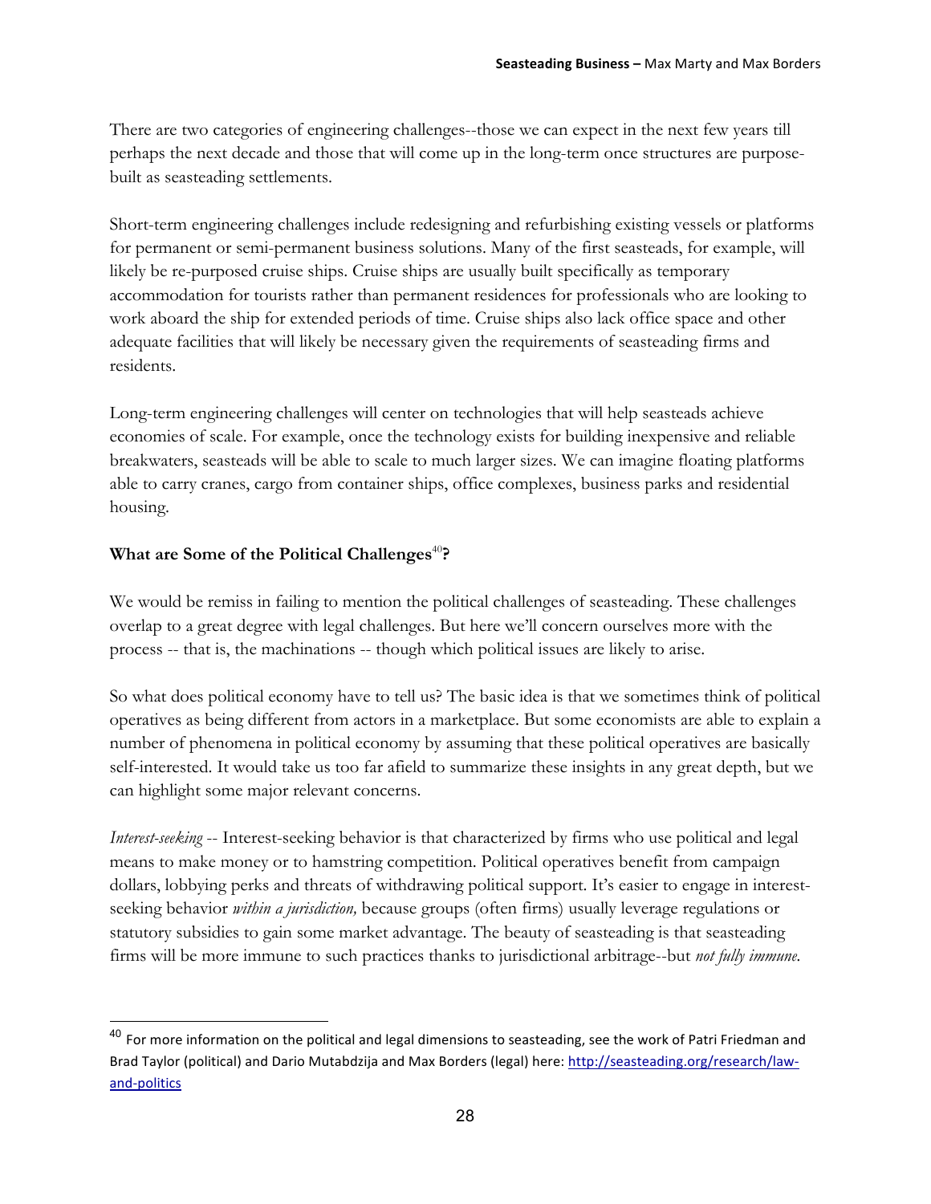There are two categories of engineering challenges--those we can expect in the next few years till perhaps the next decade and those that will come up in the long-term once structures are purpose-built as seasteading settlements.

Short-term engineering challenges include redesigning and refurbishing existing vessels or platforms for permanent or semi-permanent business solutions. Many of the first seasteads, for example, will likely be re-purposed cruise ships. Cruise ships are usually built specifically as temporary accommodation for tourists rather than permanent residences for professionals who are looking to work aboard the ship for extended periods of time. Cruise ships also lack office space and other adequate facilities that will likely be necessary given the requirements of seasteading firms and residents.

Long-term engineering challenges will center on technologies that will help seasteads achieve economies of scale. For example, once the technology exists for building inexpensive and reliable breakwaters, seasteads will be able to scale to much larger sizes. We can imagine floating platforms able to carry cranes, cargo from container ships, office complexes, business parks and residential housing.

### What are Some of the Political Challenges[40]?

We would be remiss in failing to mention the political challenges of seasteading. These challenges overlap to a great degree with legal challenges. But here we'll concern ourselves more with the process -- that is, the machinations -- though which political issues are likely to arise.

So what does political economy have to tell us? The basic idea is that we sometimes think of political operatives as being different from actors in a marketplace. But some economists are able to explain a number of phenomena in political economy by assuming that these political operatives are basically self-interested. It would take us too far afield to summarize these insights in any great depth, but we can highlight some major relevant concerns.

*Interest-seeking* -- Interest-seeking behavior is that characterized by firms who use political and legal means to make money or to hamstring competition. Political operatives benefit from campaign dollars, lobbying perks and threats of withdrawing political support. It's easier to engage in interest-seeking behavior *within a jurisdiction,* because groups (often firms) usually leverage regulations or statutory subsidies to gain some market advantage. The beauty of seasteading is that seasteading firms will be more immune to such practices thanks to jurisdictional arbitrage--but *not fully immune*.

---

[40] For more information on the political and legal dimensions to seasteading, see the work of Patri Friedman and Brad Taylor (political) and Dario Mutabdzija and Max Borders (legal) here: http://seasteading.org/research/law-and-politics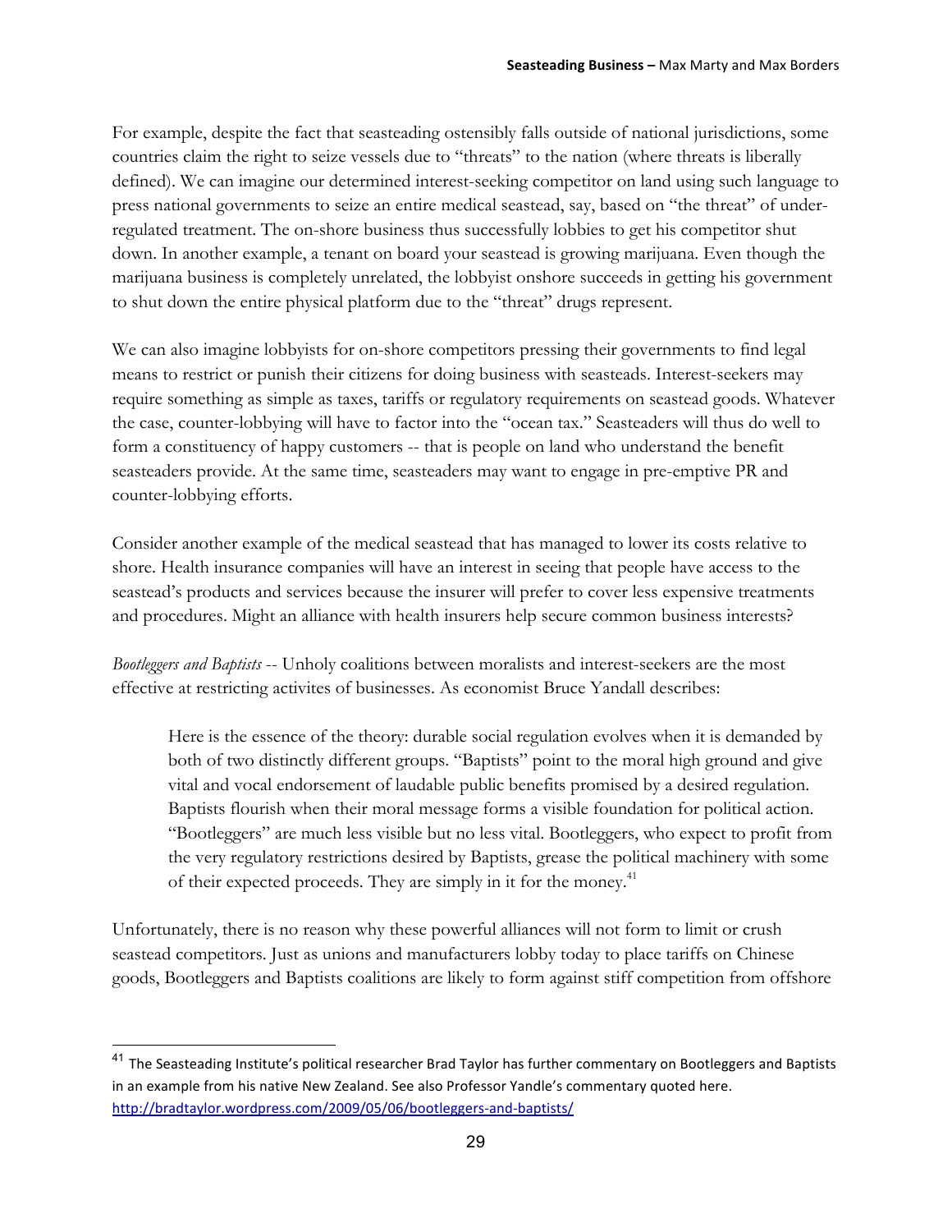For example, despite the fact that seasteading ostensibly falls outside of national jurisdictions, some countries claim the right to seize vessels due to "threats" to the nation (where threats is liberally defined). We can imagine our determined interest-seeking competitor on land using such language to press national governments to seize an entire medical seastead, say, based on "the threat" of under-regulated treatment. The on-shore business thus successfully lobbies to get his competitor shut down. In another example, a tenant on board your seastead is growing marijuana. Even though the marijuana business is completely unrelated, the lobbyist onshore succeeds in getting his government to shut down the entire physical platform due to the "threat" drugs represent.

We can also imagine lobbyists for on-shore competitors pressing their governments to find legal means to restrict or punish their citizens for doing business with seasteads. Interest-seekers may require something as simple as taxes, tariffs or regulatory requirements on seastead goods. Whatever the case, counter-lobbying will have to factor into the "ocean tax." Seasteaders will thus do well to form a constituency of happy customers -- that is people on land who understand the benefit seasteaders provide. At the same time, seasteaders may want to engage in pre-emptive PR and counter-lobbying efforts.

Consider another example of the medical seastead that has managed to lower its costs relative to shore. Health insurance companies will have an interest in seeing that people have access to the seastead's products and services because the insurer will prefer to cover less expensive treatments and procedures. Might an alliance with health insurers help secure common business interests?

*Bootleggers and Baptists* -- Unholy coalitions between moralists and interest-seekers are the most effective at restricting activites of businesses. As economist Bruce Yandall describes:

> Here is the essence of the theory: durable social regulation evolves when it is demanded by both of two distinctly different groups. "Baptists" point to the moral high ground and give vital and vocal endorsement of laudable public benefits promised by a desired regulation. Baptists flourish when their moral message forms a visible foundation for political action. "Bootleggers" are much less visible but no less vital. Bootleggers, who expect to profit from the very regulatory restrictions desired by Baptists, grease the political machinery with some of their expected proceeds. They are simply in it for the money.[41]

Unfortunately, there is no reason why these powerful alliances will not form to limit or crush seastead competitors. Just as unions and manufacturers lobby today to place tariffs on Chinese goods, Bootleggers and Baptists coalitions are likely to form against stiff competition from offshore

---

[41] The Seasteading Institute's political researcher Brad Taylor has further commentary on Bootleggers and Baptists in an example from his native New Zealand. See also Professor Yandle's commentary quoted here. http://bradtaylor.wordpress.com/2009/05/06/bootleggers-and-baptists/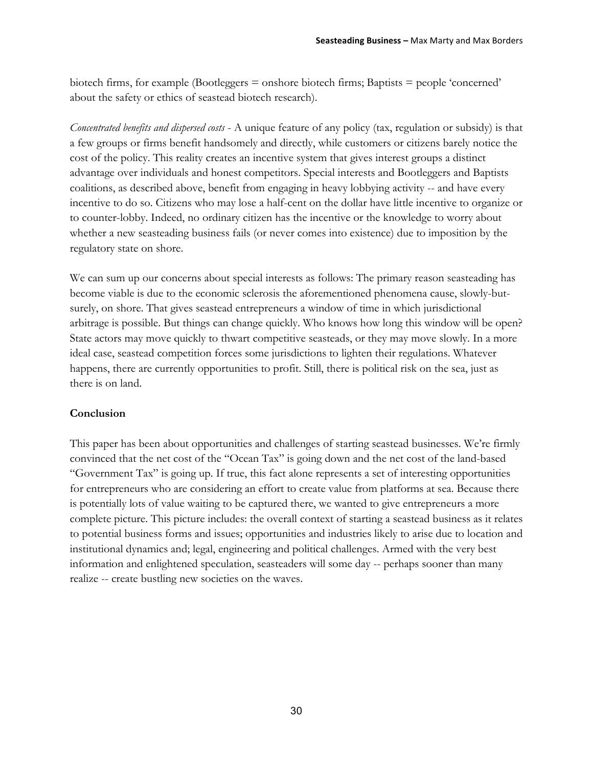biotech firms, for example (Bootleggers = onshore biotech firms; Baptists = people 'concerned' about the safety or ethics of seastead biotech research).

*Concentrated benefits and dispersed costs* - A unique feature of any policy (tax, regulation or subsidy) is that a few groups or firms benefit handsomely and directly, while customers or citizens barely notice the cost of the policy. This reality creates an incentive system that gives interest groups a distinct advantage over individuals and honest competitors. Special interests and Bootleggers and Baptists coalitions, as described above, benefit from engaging in heavy lobbying activity -- and have every incentive to do so. Citizens who may lose a half-cent on the dollar have little incentive to organize or to counter-lobby. Indeed, no ordinary citizen has the incentive or the knowledge to worry about whether a new seasteading business fails (or never comes into existence) due to imposition by the regulatory state on shore.

We can sum up our concerns about special interests as follows: The primary reason seasteading has become viable is due to the economic sclerosis the aforementioned phenomena cause, slowly-but-surely, on shore. That gives seastead entrepreneurs a window of time in which jurisdictional arbitrage is possible. But things can change quickly. Who knows how long this window will be open? State actors may move quickly to thwart competitive seasteads, or they may move slowly. In a more ideal case, seastead competition forces some jurisdictions to lighten their regulations. Whatever happens, there are currently opportunities to profit. Still, there is political risk on the sea, just as there is on land.

## Conclusion

This paper has been about opportunities and challenges of starting seastead businesses. We're firmly convinced that the net cost of the "Ocean Tax" is going down and the net cost of the land-based "Government Tax" is going up. If true, this fact alone represents a set of interesting opportunities for entrepreneurs who are considering an effort to create value from platforms at sea. Because there is potentially lots of value waiting to be captured there, we wanted to give entrepreneurs a more complete picture. This picture includes: the overall context of starting a seastead business as it relates to potential business forms and issues; opportunities and industries likely to arise due to location and institutional dynamics and; legal, engineering and political challenges. Armed with the very best information and enlightened speculation, seasteaders will some day -- perhaps sooner than many realize -- create bustling new societies on the waves.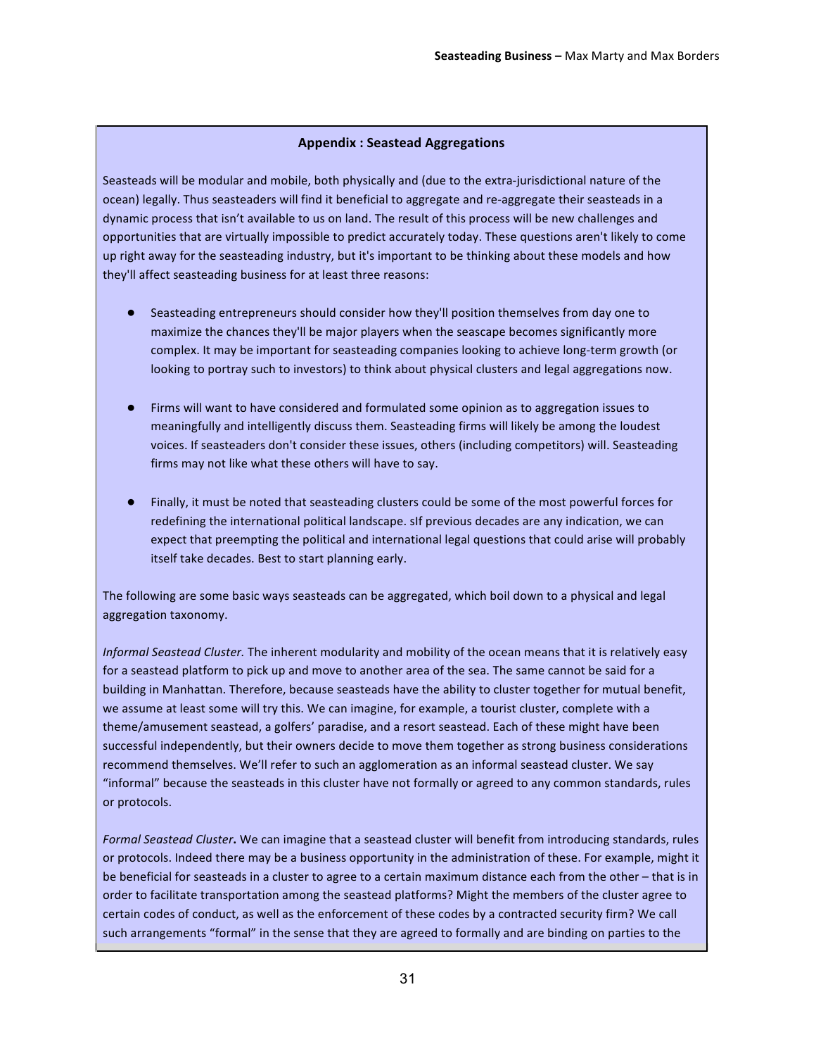## Appendix : Seastead Aggregations

Seasteads will be modular and mobile, both physically and (due to the extra-jurisdictional nature of the ocean) legally. Thus seasteaders will find it beneficial to aggregate and re-aggregate their seasteads in a dynamic process that isn't available to us on land. The result of this process will be new challenges and opportunities that are virtually impossible to predict accurately today. These questions aren't likely to come up right away for the seasteading industry, but it's important to be thinking about these models and how they'll affect seasteading business for at least three reasons:

- Seasteading entrepreneurs should consider how they'll position themselves from day one to maximize the chances they'll be major players when the seascape becomes significantly more complex. It may be important for seasteading companies looking to achieve long-term growth (or looking to portray such to investors) to think about physical clusters and legal aggregations now.

- Firms will want to have considered and formulated some opinion as to aggregation issues to meaningfully and intelligently discuss them. Seasteading firms will likely be among the loudest voices. If seasteaders don't consider these issues, others (including competitors) will. Seasteading firms may not like what these others will have to say.

- Finally, it must be noted that seasteading clusters could be some of the most powerful forces for redefining the international political landscape. sIf previous decades are any indication, we can expect that preempting the political and international legal questions that could arise will probably itself take decades. Best to start planning early.

The following are some basic ways seasteads can be aggregated, which boil down to a physical and legal aggregation taxonomy.

*Informal Seastead Cluster.* The inherent modularity and mobility of the ocean means that it is relatively easy for a seastead platform to pick up and move to another area of the sea. The same cannot be said for a building in Manhattan. Therefore, because seasteads have the ability to cluster together for mutual benefit, we assume at least some will try this. We can imagine, for example, a tourist cluster, complete with a theme/amusement seastead, a golfers' paradise, and a resort seastead. Each of these might have been successful independently, but their owners decide to move them together as strong business considerations recommend themselves. We'll refer to such an agglomeration as an informal seastead cluster. We say "informal" because the seasteads in this cluster have not formally or agreed to any common standards, rules or protocols.

*Formal Seastead Cluster***.** We can imagine that a seastead cluster will benefit from introducing standards, rules or protocols. Indeed there may be a business opportunity in the administration of these. For example, might it be beneficial for seasteads in a cluster to agree to a certain maximum distance each from the other – that is in order to facilitate transportation among the seastead platforms? Might the members of the cluster agree to certain codes of conduct, as well as the enforcement of these codes by a contracted security firm? We call such arrangements "formal" in the sense that they are agreed to formally and are binding on parties to the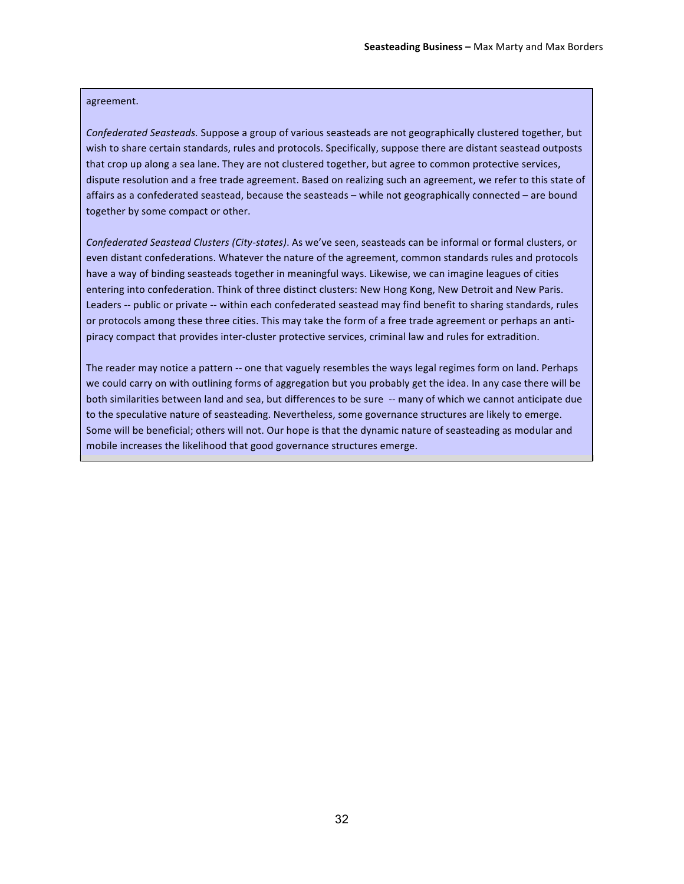agreement.

*Confederated Seasteads.* Suppose a group of various seasteads are not geographically clustered together, but wish to share certain standards, rules and protocols. Specifically, suppose there are distant seastead outposts that crop up along a sea lane. They are not clustered together, but agree to common protective services, dispute resolution and a free trade agreement. Based on realizing such an agreement, we refer to this state of affairs as a confederated seastead, because the seasteads – while not geographically connected – are bound together by some compact or other.

*Confederated Seastead Clusters (City-states)*. As we've seen, seasteads can be informal or formal clusters, or even distant confederations. Whatever the nature of the agreement, common standards rules and protocols have a way of binding seasteads together in meaningful ways. Likewise, we can imagine leagues of cities entering into confederation. Think of three distinct clusters: New Hong Kong, New Detroit and New Paris. Leaders -- public or private -- within each confederated seastead may find benefit to sharing standards, rules or protocols among these three cities. This may take the form of a free trade agreement or perhaps an anti-piracy compact that provides inter-cluster protective services, criminal law and rules for extradition.

The reader may notice a pattern -- one that vaguely resembles the ways legal regimes form on land. Perhaps we could carry on with outlining forms of aggregation but you probably get the idea. In any case there will be both similarities between land and sea, but differences to be sure -- many of which we cannot anticipate due to the speculative nature of seasteading. Nevertheless, some governance structures are likely to emerge. Some will be beneficial; others will not. Our hope is that the dynamic nature of seasteading as modular and mobile increases the likelihood that good governance structures emerge.